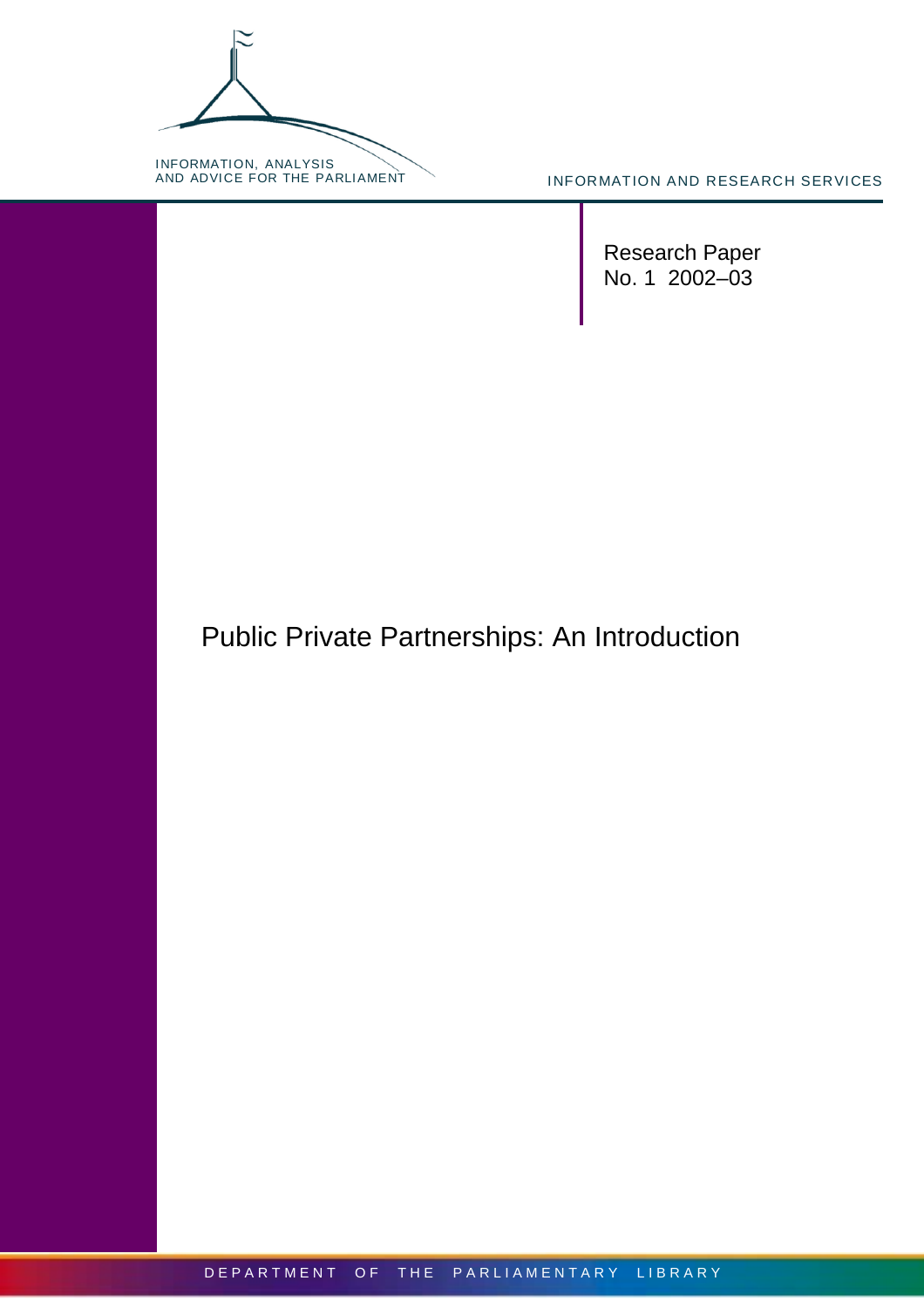INFORMATION, ANALYSIS AND ADVICE FOR THE PARLIAMENT

INFORMATION AND RESEARCH SERVICES

Research Paper
No. 1 2002–03

# Public Private Partnerships: An Introduction

DEPARTMENT OF THE PARLIAMENTARY LIBRARY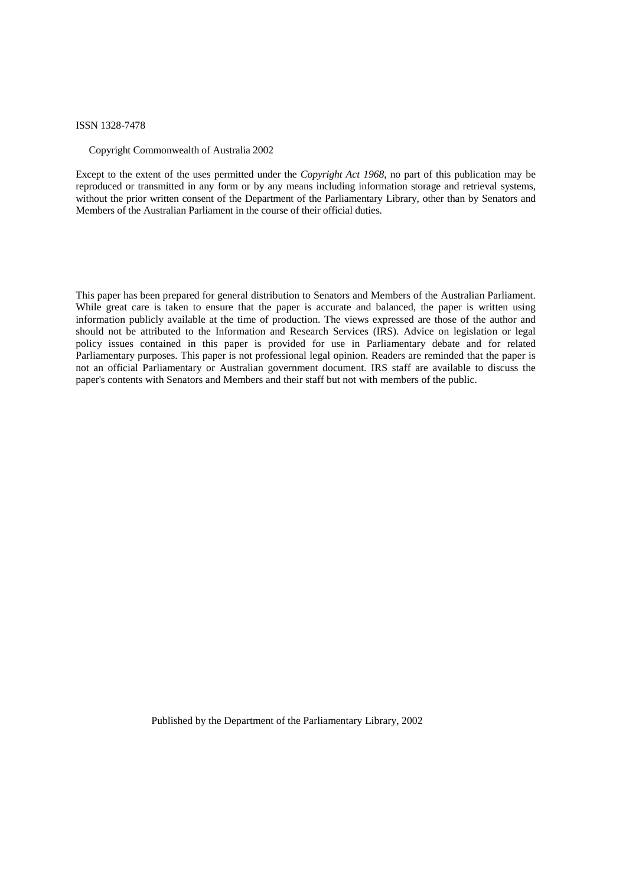ISSN 1328-7478

Copyright Commonwealth of Australia 2002

Except to the extent of the uses permitted under the *Copyright Act 1968*, no part of this publication may be reproduced or transmitted in any form or by any means including information storage and retrieval systems, without the prior written consent of the Department of the Parliamentary Library, other than by Senators and Members of the Australian Parliament in the course of their official duties.

This paper has been prepared for general distribution to Senators and Members of the Australian Parliament. While great care is taken to ensure that the paper is accurate and balanced, the paper is written using information publicly available at the time of production. The views expressed are those of the author and should not be attributed to the Information and Research Services (IRS). Advice on legislation or legal policy issues contained in this paper is provided for use in Parliamentary debate and for related Parliamentary purposes. This paper is not professional legal opinion. Readers are reminded that the paper is not an official Parliamentary or Australian government document. IRS staff are available to discuss the paper's contents with Senators and Members and their staff but not with members of the public.

Published by the Department of the Parliamentary Library, 2002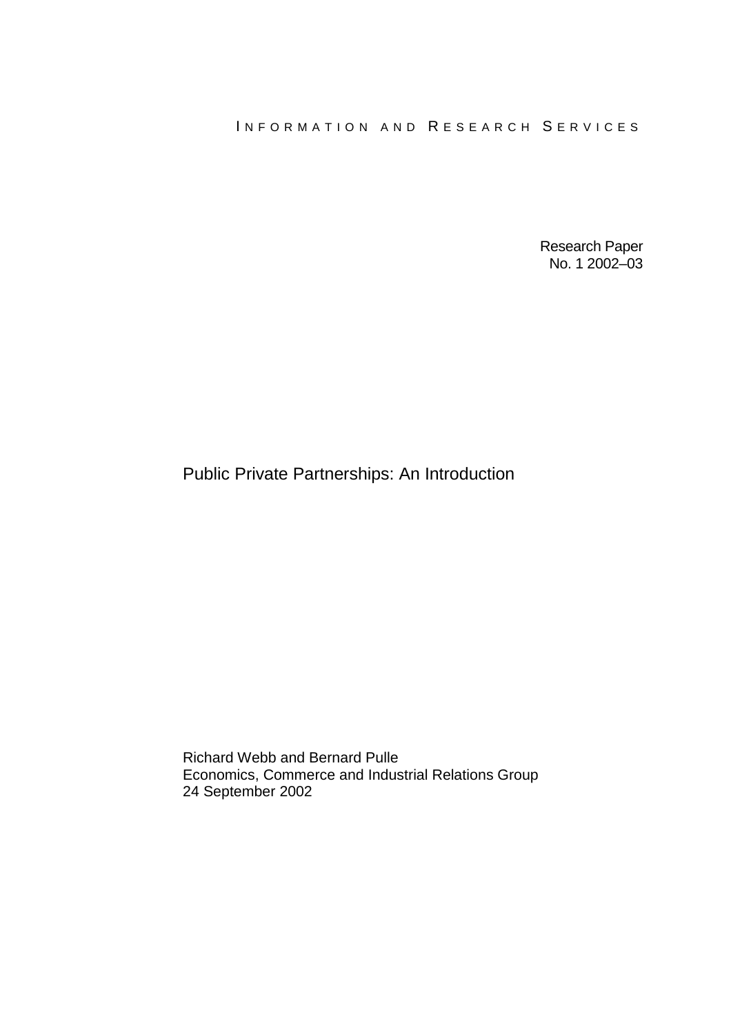I N F O R M A T I O N   A N D   R E S E A R C H   S E R V I C E S

Research Paper
No. 1 2002–03

# Public Private Partnerships: An Introduction

Richard Webb and Bernard Pulle
Economics, Commerce and Industrial Relations Group
24 September 2002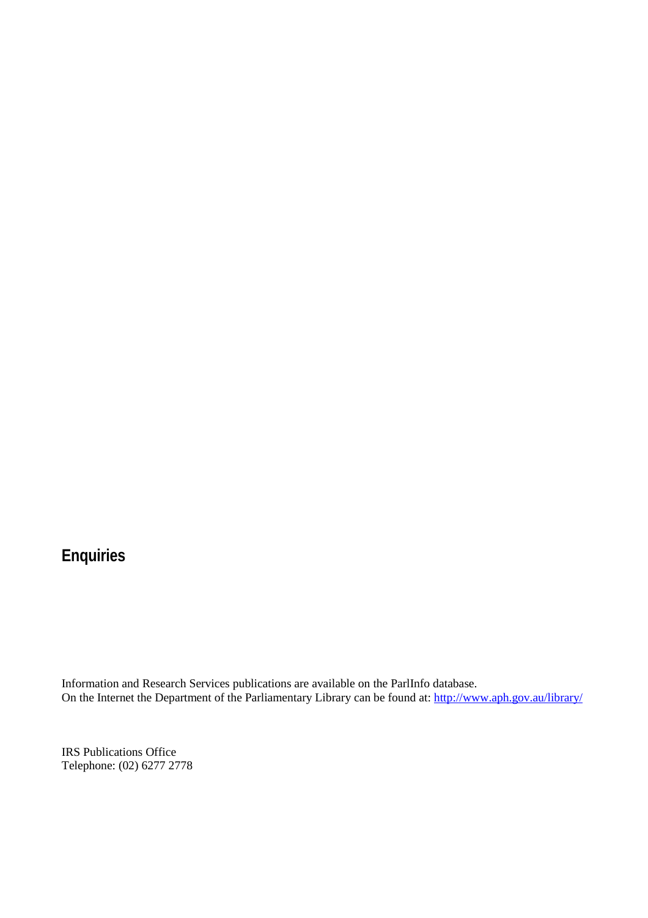## Enquiries

Information and Research Services publications are available on the ParlInfo database.
On the Internet the Department of the Parliamentary Library can be found at: http://www.aph.gov.au/library/

IRS Publications Office
Telephone: (02) 6277 2778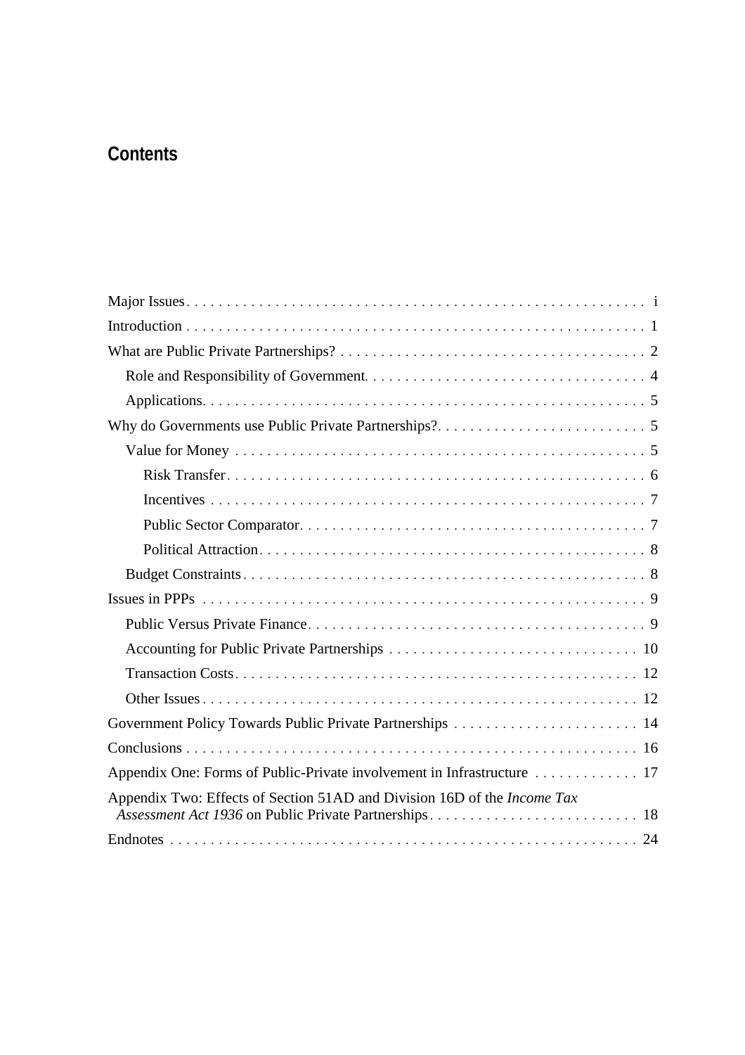## Contents

- Major Issues . . . i
- Introduction . . . 1
- What are Public Private Partnerships? . . . 2
  - Role and Responsibility of Government . . . 4
  - Applications . . . 5
- Why do Governments use Public Private Partnerships? . . . 5
  - Value for Money . . . 5
    - Risk Transfer . . . 6
    - Incentives . . . 7
    - Public Sector Comparator . . . 7
    - Political Attraction . . . 8
  - Budget Constraints . . . 8
- Issues in PPPs . . . 9
  - Public Versus Private Finance . . . 9
  - Accounting for Public Private Partnerships . . . 10
  - Transaction Costs . . . 12
  - Other Issues . . . 12
- Government Policy Towards Public Private Partnerships . . . 14
- Conclusions . . . 16
- Appendix One: Forms of Public-Private involvement in Infrastructure . . . 17
- Appendix Two: Effects of Section 51AD and Division 16D of the *Income Tax Assessment Act 1936* on Public Private Partnerships . . . 18
- Endnotes . . . 24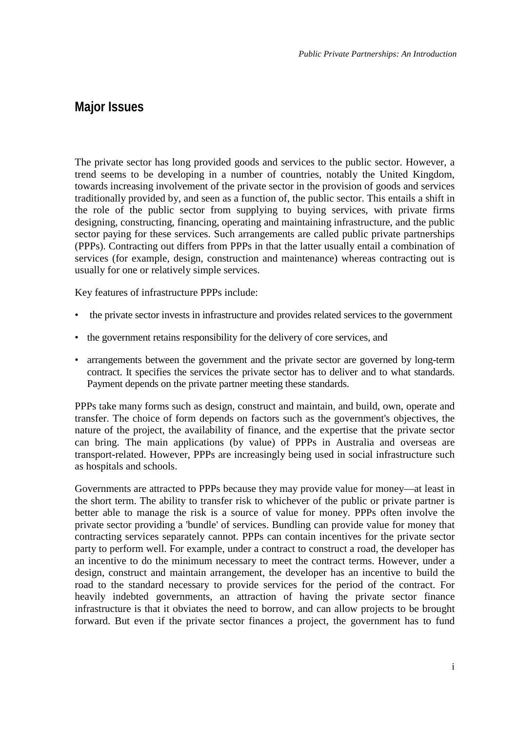## Major Issues

The private sector has long provided goods and services to the public sector. However, a trend seems to be developing in a number of countries, notably the United Kingdom, towards increasing involvement of the private sector in the provision of goods and services traditionally provided by, and seen as a function of, the public sector. This entails a shift in the role of the public sector from supplying to buying services, with private firms designing, constructing, financing, operating and maintaining infrastructure, and the public sector paying for these services. Such arrangements are called public private partnerships (PPPs). Contracting out differs from PPPs in that the latter usually entail a combination of services (for example, design, construction and maintenance) whereas contracting out is usually for one or relatively simple services.

Key features of infrastructure PPPs include:

- the private sector invests in infrastructure and provides related services to the government
- the government retains responsibility for the delivery of core services, and
- arrangements between the government and the private sector are governed by long-term contract. It specifies the services the private sector has to deliver and to what standards. Payment depends on the private partner meeting these standards.

PPPs take many forms such as design, construct and maintain, and build, own, operate and transfer. The choice of form depends on factors such as the government's objectives, the nature of the project, the availability of finance, and the expertise that the private sector can bring. The main applications (by value) of PPPs in Australia and overseas are transport-related. However, PPPs are increasingly being used in social infrastructure such as hospitals and schools.

Governments are attracted to PPPs because they may provide value for money—at least in the short term. The ability to transfer risk to whichever of the public or private partner is better able to manage the risk is a source of value for money. PPPs often involve the private sector providing a 'bundle' of services. Bundling can provide value for money that contracting services separately cannot. PPPs can contain incentives for the private sector party to perform well. For example, under a contract to construct a road, the developer has an incentive to do the minimum necessary to meet the contract terms. However, under a design, construct and maintain arrangement, the developer has an incentive to build the road to the standard necessary to provide services for the period of the contract. For heavily indebted governments, an attraction of having the private sector finance infrastructure is that it obviates the need to borrow, and can allow projects to be brought forward. But even if the private sector finances a project, the government has to fund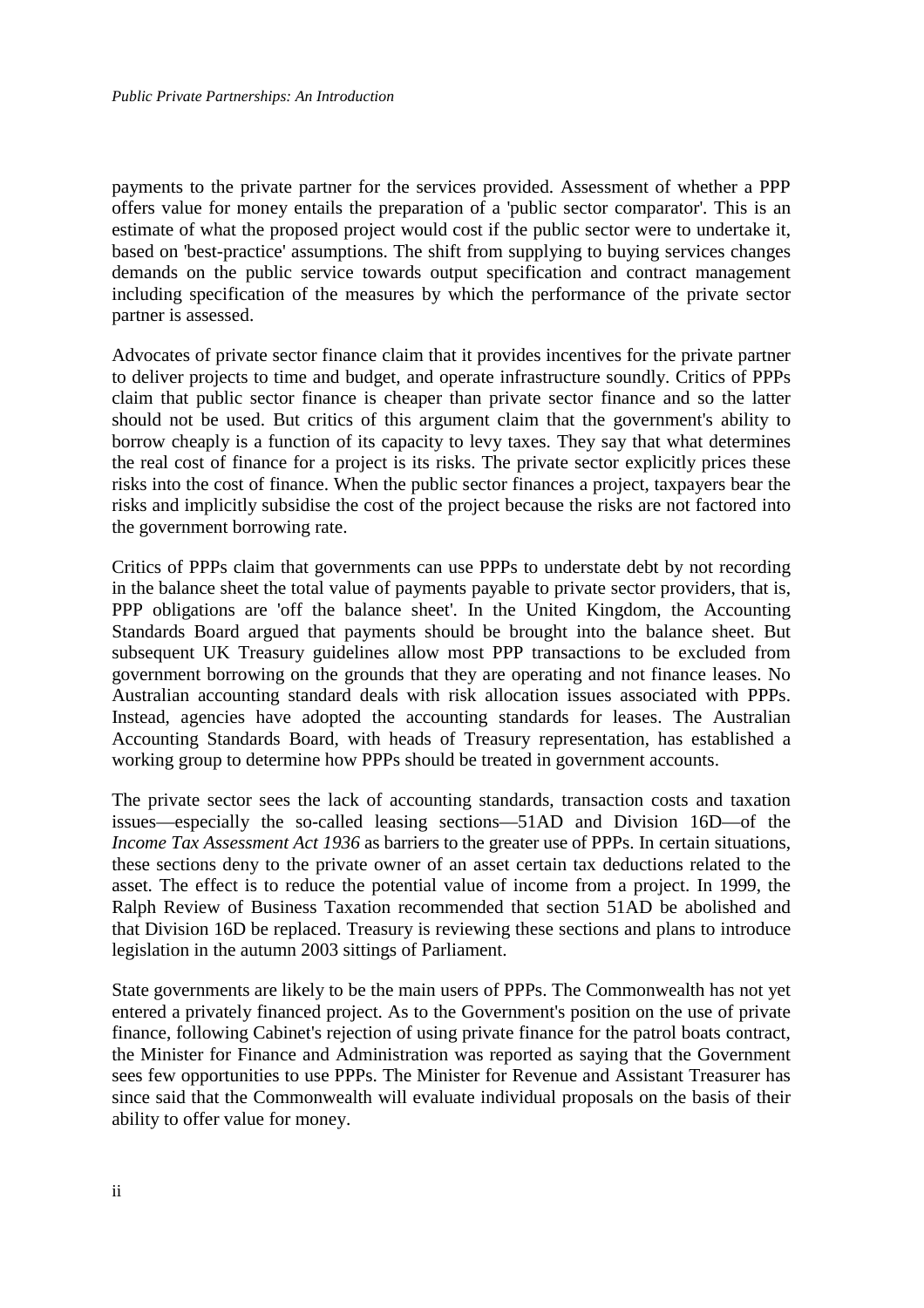payments to the private partner for the services provided. Assessment of whether a PPP offers value for money entails the preparation of a 'public sector comparator'. This is an estimate of what the proposed project would cost if the public sector were to undertake it, based on 'best-practice' assumptions. The shift from supplying to buying services changes demands on the public service towards output specification and contract management including specification of the measures by which the performance of the private sector partner is assessed.

Advocates of private sector finance claim that it provides incentives for the private partner to deliver projects to time and budget, and operate infrastructure soundly. Critics of PPPs claim that public sector finance is cheaper than private sector finance and so the latter should not be used. But critics of this argument claim that the government's ability to borrow cheaply is a function of its capacity to levy taxes. They say that what determines the real cost of finance for a project is its risks. The private sector explicitly prices these risks into the cost of finance. When the public sector finances a project, taxpayers bear the risks and implicitly subsidise the cost of the project because the risks are not factored into the government borrowing rate.

Critics of PPPs claim that governments can use PPPs to understate debt by not recording in the balance sheet the total value of payments payable to private sector providers, that is, PPP obligations are 'off the balance sheet'. In the United Kingdom, the Accounting Standards Board argued that payments should be brought into the balance sheet. But subsequent UK Treasury guidelines allow most PPP transactions to be excluded from government borrowing on the grounds that they are operating and not finance leases. No Australian accounting standard deals with risk allocation issues associated with PPPs. Instead, agencies have adopted the accounting standards for leases. The Australian Accounting Standards Board, with heads of Treasury representation, has established a working group to determine how PPPs should be treated in government accounts.

The private sector sees the lack of accounting standards, transaction costs and taxation issues—especially the so-called leasing sections—51AD and Division 16D—of the *Income Tax Assessment Act 1936* as barriers to the greater use of PPPs. In certain situations, these sections deny to the private owner of an asset certain tax deductions related to the asset. The effect is to reduce the potential value of income from a project. In 1999, the Ralph Review of Business Taxation recommended that section 51AD be abolished and that Division 16D be replaced. Treasury is reviewing these sections and plans to introduce legislation in the autumn 2003 sittings of Parliament.

State governments are likely to be the main users of PPPs. The Commonwealth has not yet entered a privately financed project. As to the Government's position on the use of private finance, following Cabinet's rejection of using private finance for the patrol boats contract, the Minister for Finance and Administration was reported as saying that the Government sees few opportunities to use PPPs. The Minister for Revenue and Assistant Treasurer has since said that the Commonwealth will evaluate individual proposals on the basis of their ability to offer value for money.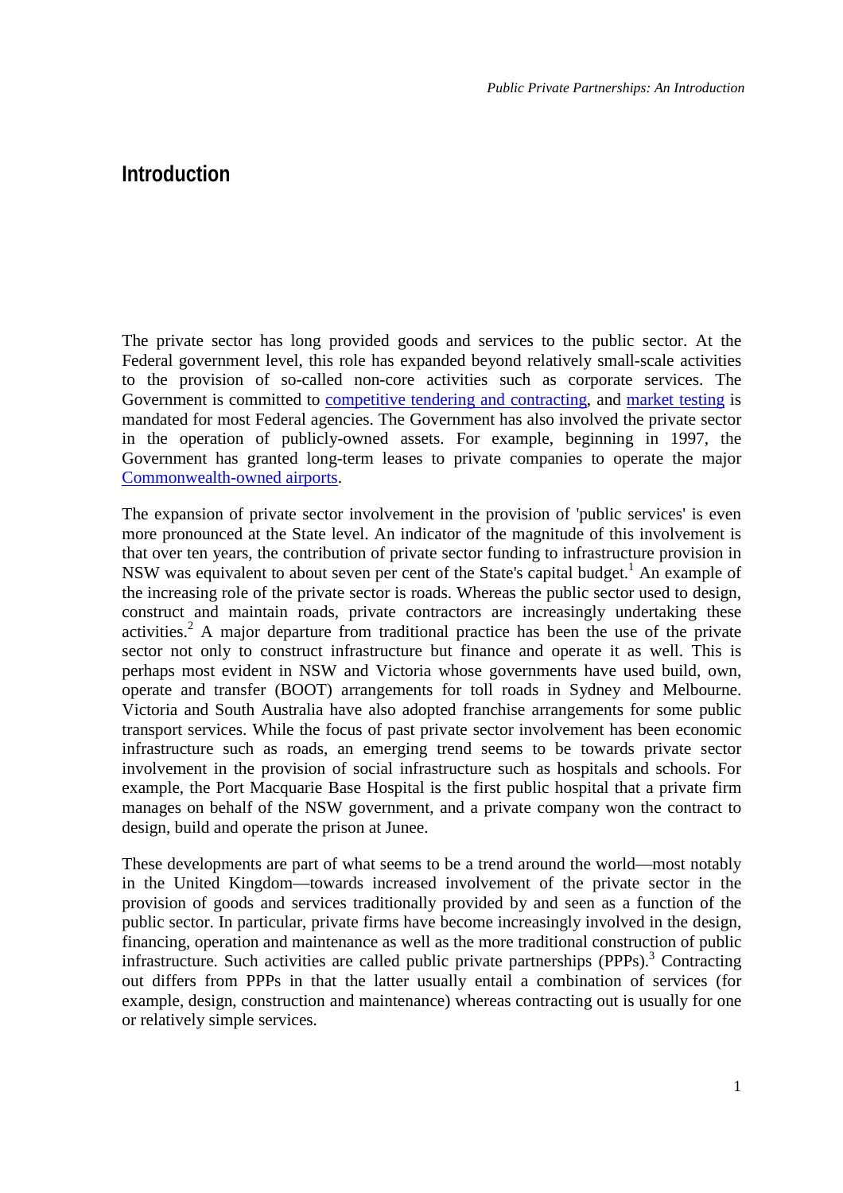# Introduction

The private sector has long provided goods and services to the public sector. At the Federal government level, this role has expanded beyond relatively small-scale activities to the provision of so-called non-core activities such as corporate services. The Government is committed to competitive tendering and contracting, and market testing is mandated for most Federal agencies. The Government has also involved the private sector in the operation of publicly-owned assets. For example, beginning in 1997, the Government has granted long-term leases to private companies to operate the major Commonwealth-owned airports.

The expansion of private sector involvement in the provision of 'public services' is even more pronounced at the State level. An indicator of the magnitude of this involvement is that over ten years, the contribution of private sector funding to infrastructure provision in NSW was equivalent to about seven per cent of the State's capital budget.[1] An example of the increasing role of the private sector is roads. Whereas the public sector used to design, construct and maintain roads, private contractors are increasingly undertaking these activities.[2] A major departure from traditional practice has been the use of the private sector not only to construct infrastructure but finance and operate it as well. This is perhaps most evident in NSW and Victoria whose governments have used build, own, operate and transfer (BOOT) arrangements for toll roads in Sydney and Melbourne. Victoria and South Australia have also adopted franchise arrangements for some public transport services. While the focus of past private sector involvement has been economic infrastructure such as roads, an emerging trend seems to be towards private sector involvement in the provision of social infrastructure such as hospitals and schools. For example, the Port Macquarie Base Hospital is the first public hospital that a private firm manages on behalf of the NSW government, and a private company won the contract to design, build and operate the prison at Junee.

These developments are part of what seems to be a trend around the world—most notably in the United Kingdom—towards increased involvement of the private sector in the provision of goods and services traditionally provided by and seen as a function of the public sector. In particular, private firms have become increasingly involved in the design, financing, operation and maintenance as well as the more traditional construction of public infrastructure. Such activities are called public private partnerships (PPPs).[3] Contracting out differs from PPPs in that the latter usually entail a combination of services (for example, design, construction and maintenance) whereas contracting out is usually for one or relatively simple services.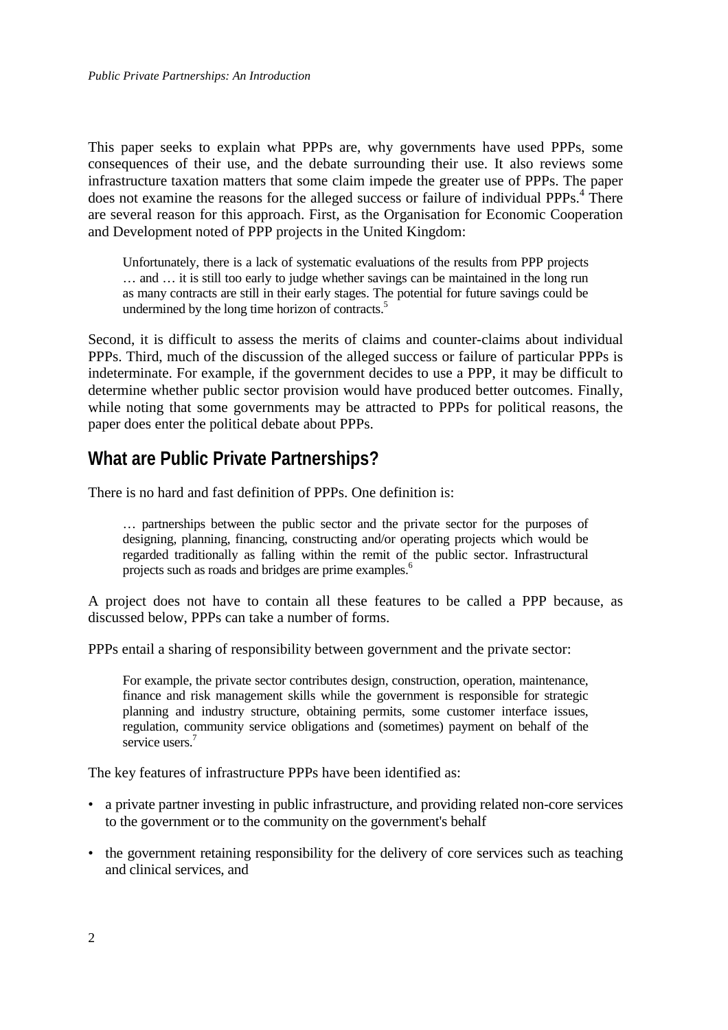This paper seeks to explain what PPPs are, why governments have used PPPs, some consequences of their use, and the debate surrounding their use. It also reviews some infrastructure taxation matters that some claim impede the greater use of PPPs. The paper does not examine the reasons for the alleged success or failure of individual PPPs.[4] There are several reason for this approach. First, as the Organisation for Economic Cooperation and Development noted of PPP projects in the United Kingdom:

> Unfortunately, there is a lack of systematic evaluations of the results from PPP projects … and … it is still too early to judge whether savings can be maintained in the long run as many contracts are still in their early stages. The potential for future savings could be undermined by the long time horizon of contracts.[5]

Second, it is difficult to assess the merits of claims and counter-claims about individual PPPs. Third, much of the discussion of the alleged success or failure of particular PPPs is indeterminate. For example, if the government decides to use a PPP, it may be difficult to determine whether public sector provision would have produced better outcomes. Finally, while noting that some governments may be attracted to PPPs for political reasons, the paper does enter the political debate about PPPs.

## What are Public Private Partnerships?

There is no hard and fast definition of PPPs. One definition is:

> … partnerships between the public sector and the private sector for the purposes of designing, planning, financing, constructing and/or operating projects which would be regarded traditionally as falling within the remit of the public sector. Infrastructural projects such as roads and bridges are prime examples.[6]

A project does not have to contain all these features to be called a PPP because, as discussed below, PPPs can take a number of forms.

PPPs entail a sharing of responsibility between government and the private sector:

> For example, the private sector contributes design, construction, operation, maintenance, finance and risk management skills while the government is responsible for strategic planning and industry structure, obtaining permits, some customer interface issues, regulation, community service obligations and (sometimes) payment on behalf of the service users.[7]

The key features of infrastructure PPPs have been identified as:

- a private partner investing in public infrastructure, and providing related non-core services to the government or to the community on the government's behalf
- the government retaining responsibility for the delivery of core services such as teaching and clinical services, and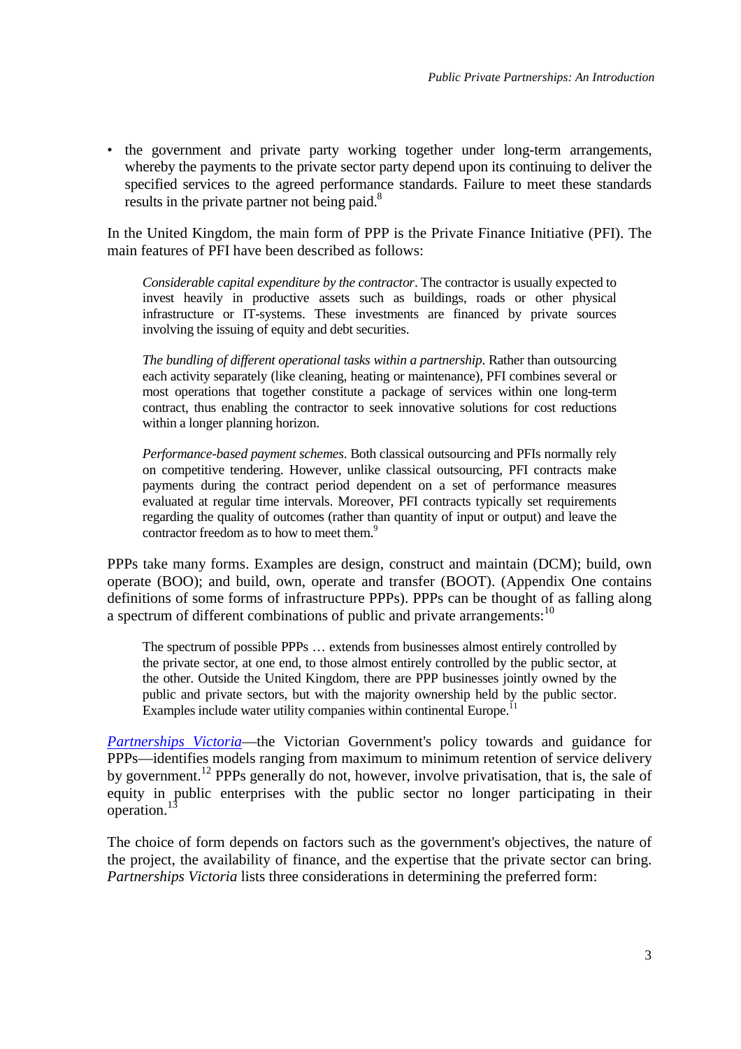- the government and private party working together under long-term arrangements, whereby the payments to the private sector party depend upon its continuing to deliver the specified services to the agreed performance standards. Failure to meet these standards results in the private partner not being paid.[8]

In the United Kingdom, the main form of PPP is the Private Finance Initiative (PFI). The main features of PFI have been described as follows:

> *Considerable capital expenditure by the contractor*. The contractor is usually expected to invest heavily in productive assets such as buildings, roads or other physical infrastructure or IT-systems. These investments are financed by private sources involving the issuing of equity and debt securities.
>
> *The bundling of different operational tasks within a partnership*. Rather than outsourcing each activity separately (like cleaning, heating or maintenance), PFI combines several or most operations that together constitute a package of services within one long-term contract, thus enabling the contractor to seek innovative solutions for cost reductions within a longer planning horizon.
>
> *Performance-based payment schemes*. Both classical outsourcing and PFIs normally rely on competitive tendering. However, unlike classical outsourcing, PFI contracts make payments during the contract period dependent on a set of performance measures evaluated at regular time intervals. Moreover, PFI contracts typically set requirements regarding the quality of outcomes (rather than quantity of input or output) and leave the contractor freedom as to how to meet them.[9]

PPPs take many forms. Examples are design, construct and maintain (DCM); build, own operate (BOO); and build, own, operate and transfer (BOOT). (Appendix One contains definitions of some forms of infrastructure PPPs). PPPs can be thought of as falling along a spectrum of different combinations of public and private arrangements:[10]

> The spectrum of possible PPPs … extends from businesses almost entirely controlled by the private sector, at one end, to those almost entirely controlled by the public sector, at the other. Outside the United Kingdom, there are PPP businesses jointly owned by the public and private sectors, but with the majority ownership held by the public sector. Examples include water utility companies within continental Europe.[11]

*Partnerships Victoria*—the Victorian Government's policy towards and guidance for PPPs—identifies models ranging from maximum to minimum retention of service delivery by government.[12] PPPs generally do not, however, involve privatisation, that is, the sale of equity in public enterprises with the public sector no longer participating in their operation.[13]

The choice of form depends on factors such as the government's objectives, the nature of the project, the availability of finance, and the expertise that the private sector can bring. *Partnerships Victoria* lists three considerations in determining the preferred form: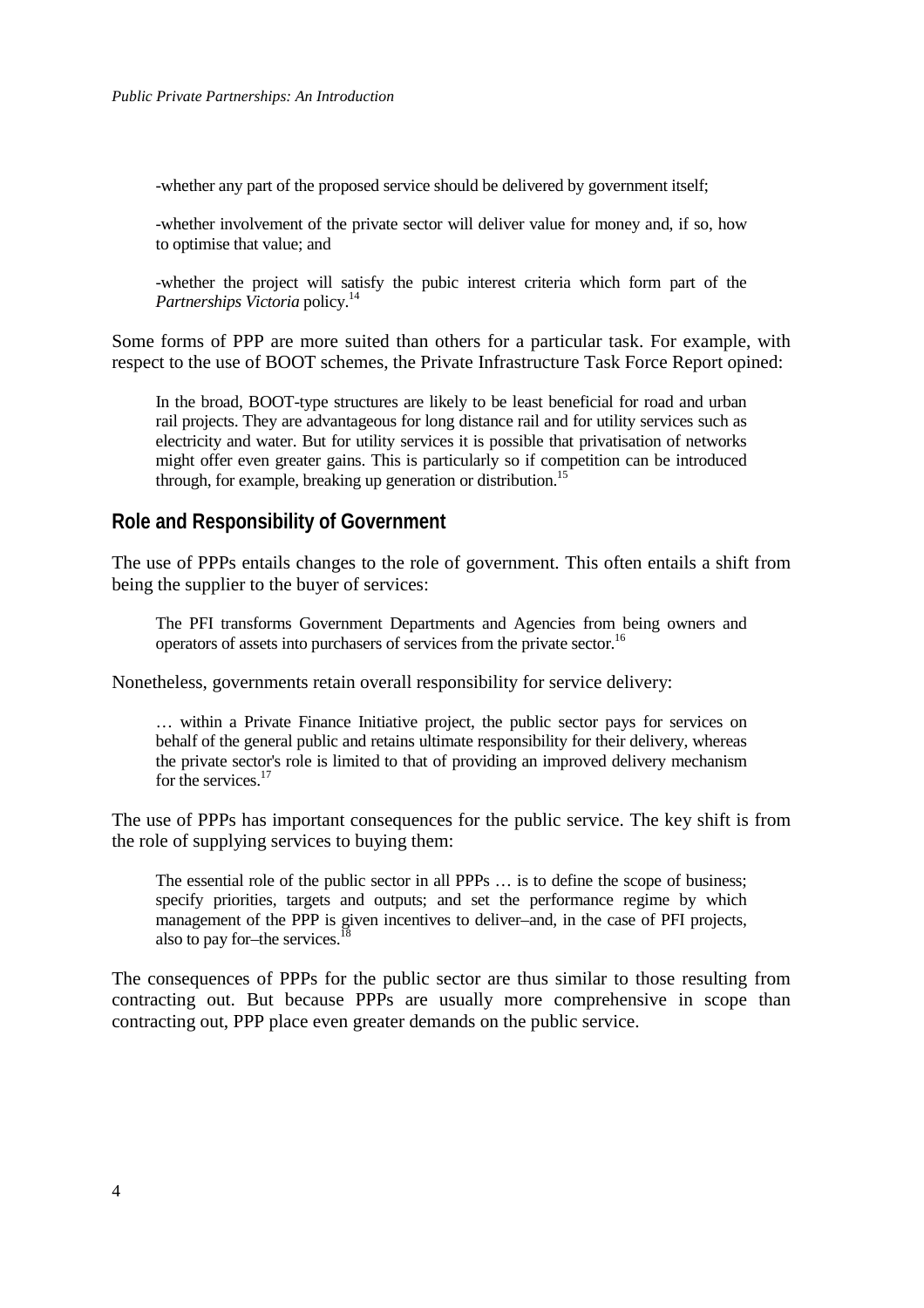-whether any part of the proposed service should be delivered by government itself;

-whether involvement of the private sector will deliver value for money and, if so, how to optimise that value; and

-whether the project will satisfy the pubic interest criteria which form part of the *Partnerships Victoria* policy.[14]

Some forms of PPP are more suited than others for a particular task. For example, with respect to the use of BOOT schemes, the Private Infrastructure Task Force Report opined:

> In the broad, BOOT-type structures are likely to be least beneficial for road and urban rail projects. They are advantageous for long distance rail and for utility services such as electricity and water. But for utility services it is possible that privatisation of networks might offer even greater gains. This is particularly so if competition can be introduced through, for example, breaking up generation or distribution.[15]

## Role and Responsibility of Government

The use of PPPs entails changes to the role of government. This often entails a shift from being the supplier to the buyer of services:

> The PFI transforms Government Departments and Agencies from being owners and operators of assets into purchasers of services from the private sector.[16]

Nonetheless, governments retain overall responsibility for service delivery:

> … within a Private Finance Initiative project, the public sector pays for services on behalf of the general public and retains ultimate responsibility for their delivery, whereas the private sector's role is limited to that of providing an improved delivery mechanism for the services.[17]

The use of PPPs has important consequences for the public service. The key shift is from the role of supplying services to buying them:

> The essential role of the public sector in all PPPs … is to define the scope of business; specify priorities, targets and outputs; and set the performance regime by which management of the PPP is given incentives to deliver–and, in the case of PFI projects, also to pay for–the services.[18]

The consequences of PPPs for the public sector are thus similar to those resulting from contracting out. But because PPPs are usually more comprehensive in scope than contracting out, PPP place even greater demands on the public service.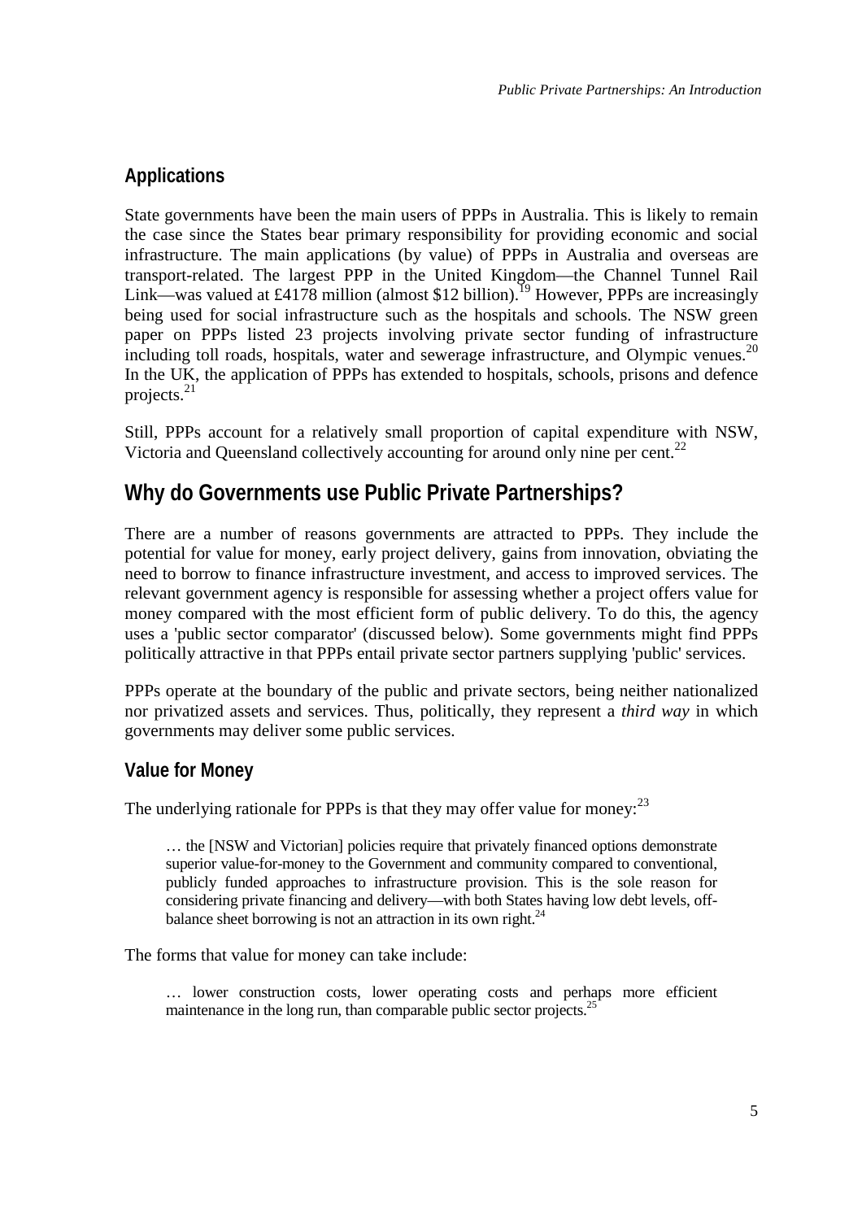## Applications

State governments have been the main users of PPPs in Australia. This is likely to remain the case since the States bear primary responsibility for providing economic and social infrastructure. The main applications (by value) of PPPs in Australia and overseas are transport-related. The largest PPP in the United Kingdom—the Channel Tunnel Rail Link—was valued at £4178 million (almost $12 billion).[19] However, PPPs are increasingly being used for social infrastructure such as the hospitals and schools. The NSW green paper on PPPs listed 23 projects involving private sector funding of infrastructure including toll roads, hospitals, water and sewerage infrastructure, and Olympic venues.[20] In the UK, the application of PPPs has extended to hospitals, schools, prisons and defence projects.[21]

Still, PPPs account for a relatively small proportion of capital expenditure with NSW, Victoria and Queensland collectively accounting for around only nine per cent.[22]

# Why do Governments use Public Private Partnerships?

There are a number of reasons governments are attracted to PPPs. They include the potential for value for money, early project delivery, gains from innovation, obviating the need to borrow to finance infrastructure investment, and access to improved services. The relevant government agency is responsible for assessing whether a project offers value for money compared with the most efficient form of public delivery. To do this, the agency uses a 'public sector comparator' (discussed below). Some governments might find PPPs politically attractive in that PPPs entail private sector partners supplying 'public' services.

PPPs operate at the boundary of the public and private sectors, being neither nationalized nor privatized assets and services. Thus, politically, they represent a *third way* in which governments may deliver some public services.

## Value for Money

The underlying rationale for PPPs is that they may offer value for money:[23]

> … the [NSW and Victorian] policies require that privately financed options demonstrate superior value-for-money to the Government and community compared to conventional, publicly funded approaches to infrastructure provision. This is the sole reason for considering private financing and delivery—with both States having low debt levels, off-balance sheet borrowing is not an attraction in its own right.[24]

The forms that value for money can take include:

> … lower construction costs, lower operating costs and perhaps more efficient maintenance in the long run, than comparable public sector projects.[25]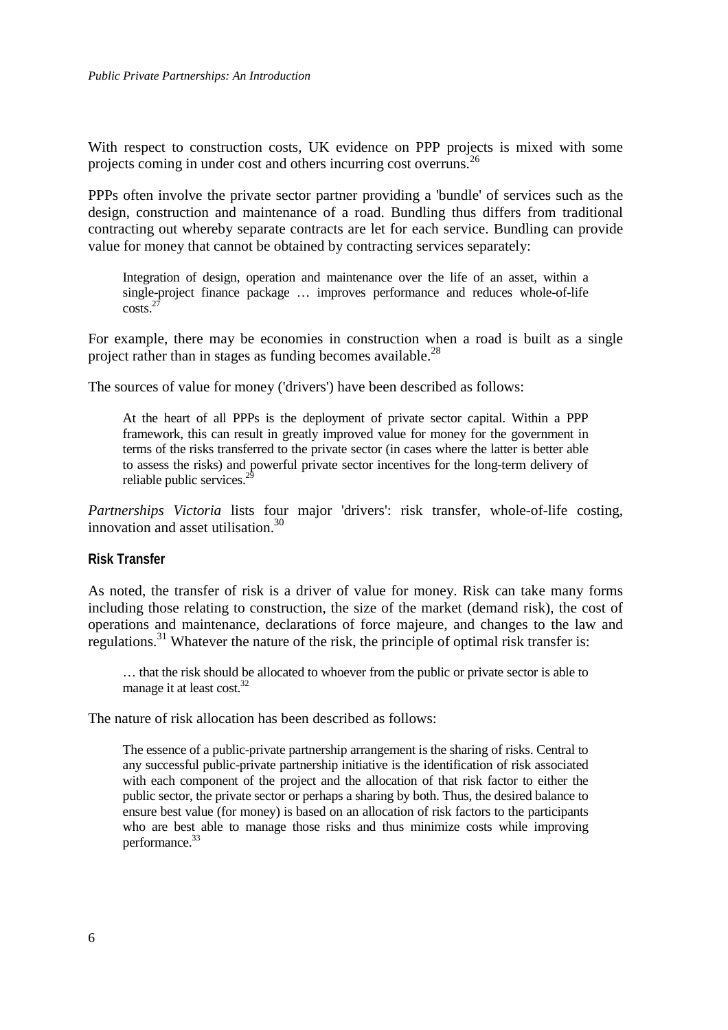With respect to construction costs, UK evidence on PPP projects is mixed with some projects coming in under cost and others incurring cost overruns.[26]

PPPs often involve the private sector partner providing a 'bundle' of services such as the design, construction and maintenance of a road. Bundling thus differs from traditional contracting out whereby separate contracts are let for each service. Bundling can provide value for money that cannot be obtained by contracting services separately:

> Integration of design, operation and maintenance over the life of an asset, within a single-project finance package … improves performance and reduces whole-of-life costs.[27]

For example, there may be economies in construction when a road is built as a single project rather than in stages as funding becomes available.[28]

The sources of value for money ('drivers') have been described as follows:

> At the heart of all PPPs is the deployment of private sector capital. Within a PPP framework, this can result in greatly improved value for money for the government in terms of the risks transferred to the private sector (in cases where the latter is better able to assess the risks) and powerful private sector incentives for the long-term delivery of reliable public services.[29]

*Partnerships Victoria* lists four major 'drivers': risk transfer, whole-of-life costing, innovation and asset utilisation.[30]

### Risk Transfer

As noted, the transfer of risk is a driver of value for money. Risk can take many forms including those relating to construction, the size of the market (demand risk), the cost of operations and maintenance, declarations of force majeure, and changes to the law and regulations.[31] Whatever the nature of the risk, the principle of optimal risk transfer is:

> … that the risk should be allocated to whoever from the public or private sector is able to manage it at least cost.[32]

The nature of risk allocation has been described as follows:

> The essence of a public-private partnership arrangement is the sharing of risks. Central to any successful public-private partnership initiative is the identification of risk associated with each component of the project and the allocation of that risk factor to either the public sector, the private sector or perhaps a sharing by both. Thus, the desired balance to ensure best value (for money) is based on an allocation of risk factors to the participants who are best able to manage those risks and thus minimize costs while improving performance.[33]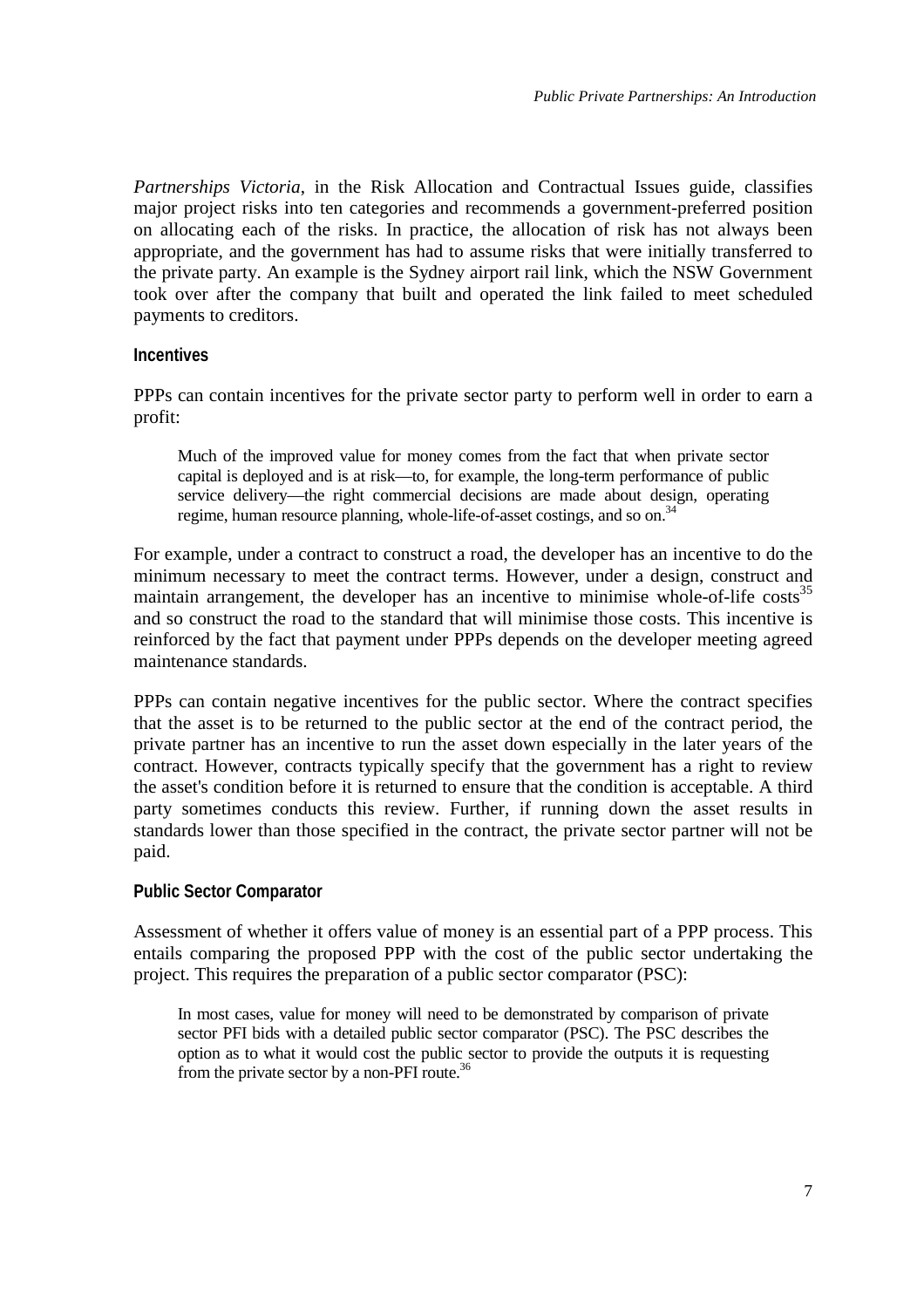*Partnerships Victoria*, in the Risk Allocation and Contractual Issues guide, classifies major project risks into ten categories and recommends a government-preferred position on allocating each of the risks. In practice, the allocation of risk has not always been appropriate, and the government has had to assume risks that were initially transferred to the private party. An example is the Sydney airport rail link, which the NSW Government took over after the company that built and operated the link failed to meet scheduled payments to creditors.

### Incentives

PPPs can contain incentives for the private sector party to perform well in order to earn a profit:

> Much of the improved value for money comes from the fact that when private sector capital is deployed and is at risk—to, for example, the long-term performance of public service delivery—the right commercial decisions are made about design, operating regime, human resource planning, whole-life-of-asset costings, and so on.[34]

For example, under a contract to construct a road, the developer has an incentive to do the minimum necessary to meet the contract terms. However, under a design, construct and maintain arrangement, the developer has an incentive to minimise whole-of-life costs[35] and so construct the road to the standard that will minimise those costs. This incentive is reinforced by the fact that payment under PPPs depends on the developer meeting agreed maintenance standards.

PPPs can contain negative incentives for the public sector. Where the contract specifies that the asset is to be returned to the public sector at the end of the contract period, the private partner has an incentive to run the asset down especially in the later years of the contract. However, contracts typically specify that the government has a right to review the asset's condition before it is returned to ensure that the condition is acceptable. A third party sometimes conducts this review. Further, if running down the asset results in standards lower than those specified in the contract, the private sector partner will not be paid.

### Public Sector Comparator

Assessment of whether it offers value of money is an essential part of a PPP process. This entails comparing the proposed PPP with the cost of the public sector undertaking the project. This requires the preparation of a public sector comparator (PSC):

> In most cases, value for money will need to be demonstrated by comparison of private sector PFI bids with a detailed public sector comparator (PSC). The PSC describes the option as to what it would cost the public sector to provide the outputs it is requesting from the private sector by a non-PFI route.[36]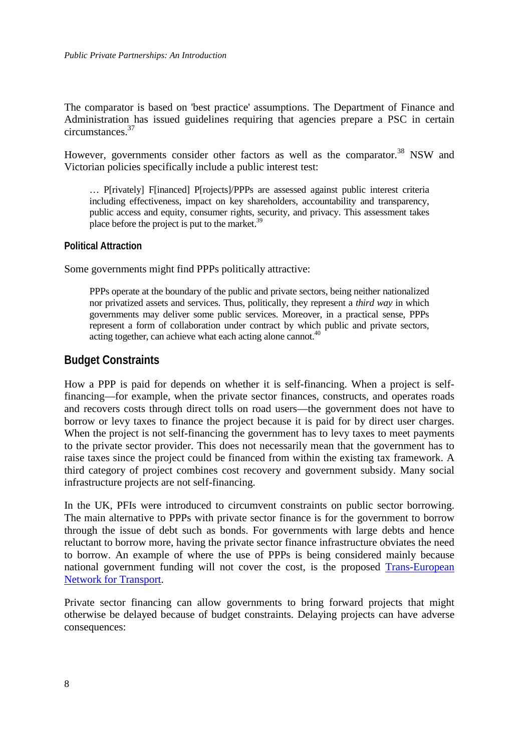The comparator is based on 'best practice' assumptions. The Department of Finance and Administration has issued guidelines requiring that agencies prepare a PSC in certain circumstances.[37]

However, governments consider other factors as well as the comparator.[38] NSW and Victorian policies specifically include a public interest test:

> … P[rivately] F[inanced] P[rojects]/PPPs are assessed against public interest criteria including effectiveness, impact on key shareholders, accountability and transparency, public access and equity, consumer rights, security, and privacy. This assessment takes place before the project is put to the market.[39]

#### Political Attraction

Some governments might find PPPs politically attractive:

> PPPs operate at the boundary of the public and private sectors, being neither nationalized nor privatized assets and services. Thus, politically, they represent a *third way* in which governments may deliver some public services. Moreover, in a practical sense, PPPs represent a form of collaboration under contract by which public and private sectors, acting together, can achieve what each acting alone cannot.[40]

### Budget Constraints

How a PPP is paid for depends on whether it is self-financing. When a project is self-financing—for example, when the private sector finances, constructs, and operates roads and recovers costs through direct tolls on road users—the government does not have to borrow or levy taxes to finance the project because it is paid for by direct user charges. When the project is not self-financing the government has to levy taxes to meet payments to the private sector provider. This does not necessarily mean that the government has to raise taxes since the project could be financed from within the existing tax framework. A third category of project combines cost recovery and government subsidy. Many social infrastructure projects are not self-financing.

In the UK, PFIs were introduced to circumvent constraints on public sector borrowing. The main alternative to PPPs with private sector finance is for the government to borrow through the issue of debt such as bonds. For governments with large debts and hence reluctant to borrow more, having the private sector finance infrastructure obviates the need to borrow. An example of where the use of PPPs is being considered mainly because national government funding will not cover the cost, is the proposed Trans-European Network for Transport.

Private sector financing can allow governments to bring forward projects that might otherwise be delayed because of budget constraints. Delaying projects can have adverse consequences: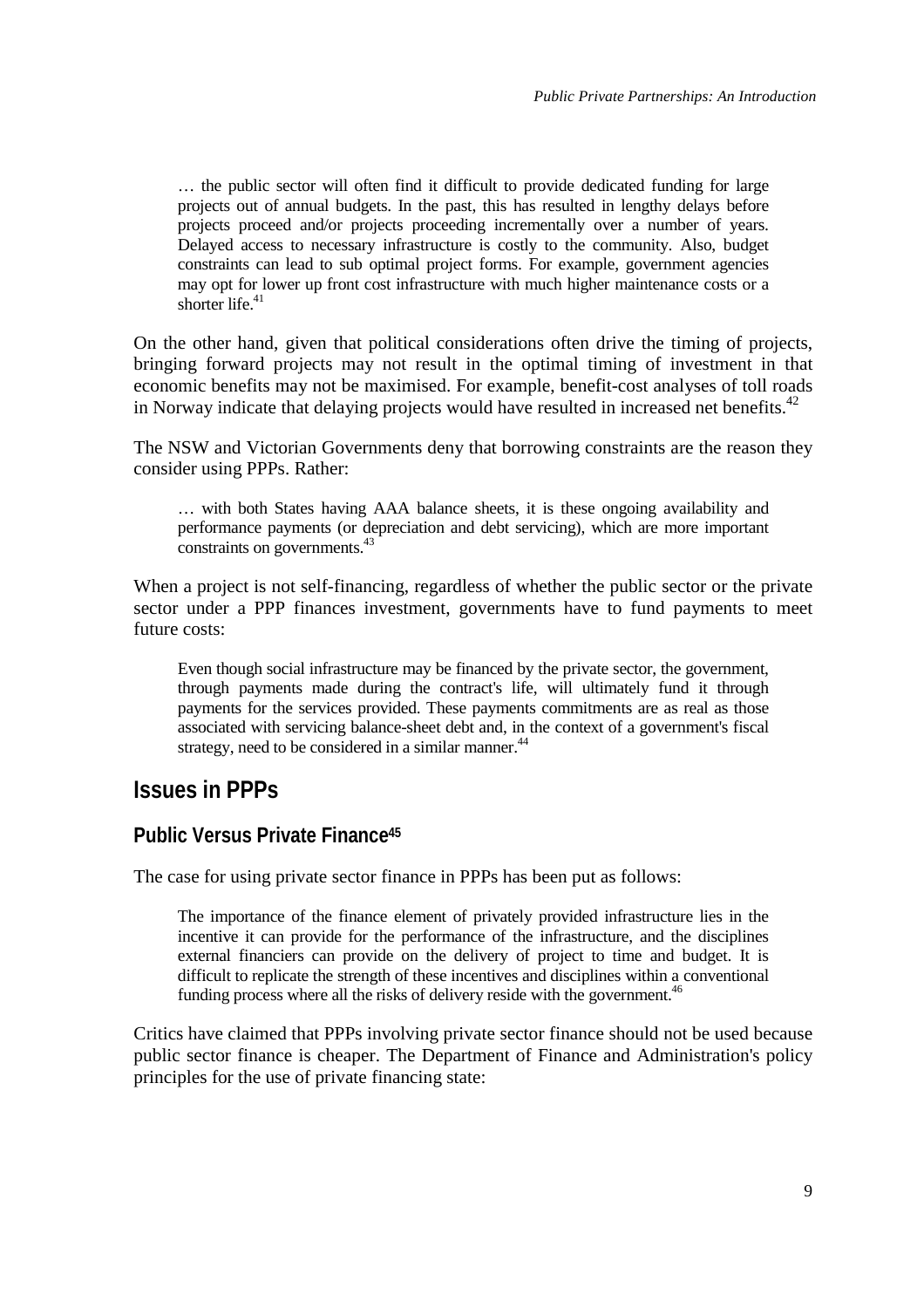> … the public sector will often find it difficult to provide dedicated funding for large projects out of annual budgets. In the past, this has resulted in lengthy delays before projects proceed and/or projects proceeding incrementally over a number of years. Delayed access to necessary infrastructure is costly to the community. Also, budget constraints can lead to sub optimal project forms. For example, government agencies may opt for lower up front cost infrastructure with much higher maintenance costs or a shorter life.[41]

On the other hand, given that political considerations often drive the timing of projects, bringing forward projects may not result in the optimal timing of investment in that economic benefits may not be maximised. For example, benefit-cost analyses of toll roads in Norway indicate that delaying projects would have resulted in increased net benefits.[42]

The NSW and Victorian Governments deny that borrowing constraints are the reason they consider using PPPs. Rather:

> … with both States having AAA balance sheets, it is these ongoing availability and performance payments (or depreciation and debt servicing), which are more important constraints on governments.[43]

When a project is not self-financing, regardless of whether the public sector or the private sector under a PPP finances investment, governments have to fund payments to meet future costs:

> Even though social infrastructure may be financed by the private sector, the government, through payments made during the contract's life, will ultimately fund it through payments for the services provided. These payments commitments are as real as those associated with servicing balance-sheet debt and, in the context of a government's fiscal strategy, need to be considered in a similar manner.[44]

## Issues in PPPs

### Public Versus Private Finance[45]

The case for using private sector finance in PPPs has been put as follows:

> The importance of the finance element of privately provided infrastructure lies in the incentive it can provide for the performance of the infrastructure, and the disciplines external financiers can provide on the delivery of project to time and budget. It is difficult to replicate the strength of these incentives and disciplines within a conventional funding process where all the risks of delivery reside with the government.[46]

Critics have claimed that PPPs involving private sector finance should not be used because public sector finance is cheaper. The Department of Finance and Administration's policy principles for the use of private financing state: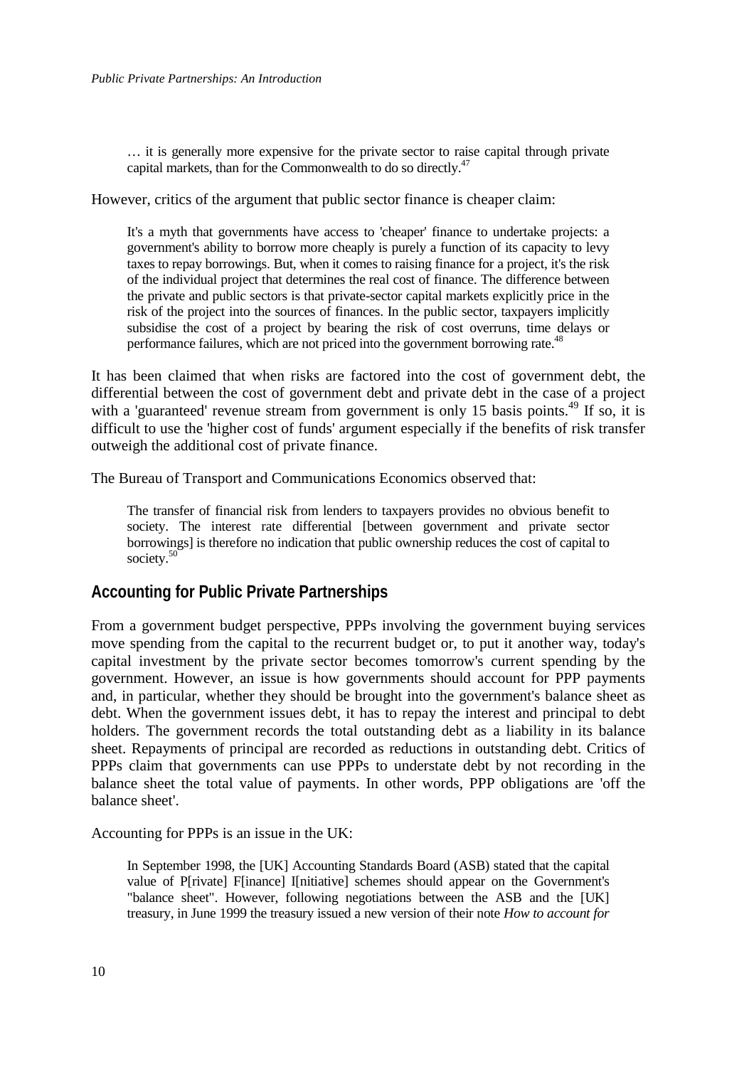> … it is generally more expensive for the private sector to raise capital through private capital markets, than for the Commonwealth to do so directly.[47]

However, critics of the argument that public sector finance is cheaper claim:

> It's a myth that governments have access to 'cheaper' finance to undertake projects: a government's ability to borrow more cheaply is purely a function of its capacity to levy taxes to repay borrowings. But, when it comes to raising finance for a project, it's the risk of the individual project that determines the real cost of finance. The difference between the private and public sectors is that private-sector capital markets explicitly price in the risk of the project into the sources of finances. In the public sector, taxpayers implicitly subsidise the cost of a project by bearing the risk of cost overruns, time delays or performance failures, which are not priced into the government borrowing rate.[48]

It has been claimed that when risks are factored into the cost of government debt, the differential between the cost of government debt and private debt in the case of a project with a 'guaranteed' revenue stream from government is only 15 basis points.[49] If so, it is difficult to use the 'higher cost of funds' argument especially if the benefits of risk transfer outweigh the additional cost of private finance.

The Bureau of Transport and Communications Economics observed that:

> The transfer of financial risk from lenders to taxpayers provides no obvious benefit to society. The interest rate differential [between government and private sector borrowings] is therefore no indication that public ownership reduces the cost of capital to society.[50]

## Accounting for Public Private Partnerships

From a government budget perspective, PPPs involving the government buying services move spending from the capital to the recurrent budget or, to put it another way, today's capital investment by the private sector becomes tomorrow's current spending by the government. However, an issue is how governments should account for PPP payments and, in particular, whether they should be brought into the government's balance sheet as debt. When the government issues debt, it has to repay the interest and principal to debt holders. The government records the total outstanding debt as a liability in its balance sheet. Repayments of principal are recorded as reductions in outstanding debt. Critics of PPPs claim that governments can use PPPs to understate debt by not recording in the balance sheet the total value of payments. In other words, PPP obligations are 'off the balance sheet'.

Accounting for PPPs is an issue in the UK:

> In September 1998, the [UK] Accounting Standards Board (ASB) stated that the capital value of P[rivate] F[inance] I[nitiative] schemes should appear on the Government's "balance sheet". However, following negotiations between the ASB and the [UK] treasury, in June 1999 the treasury issued a new version of their note *How to account for*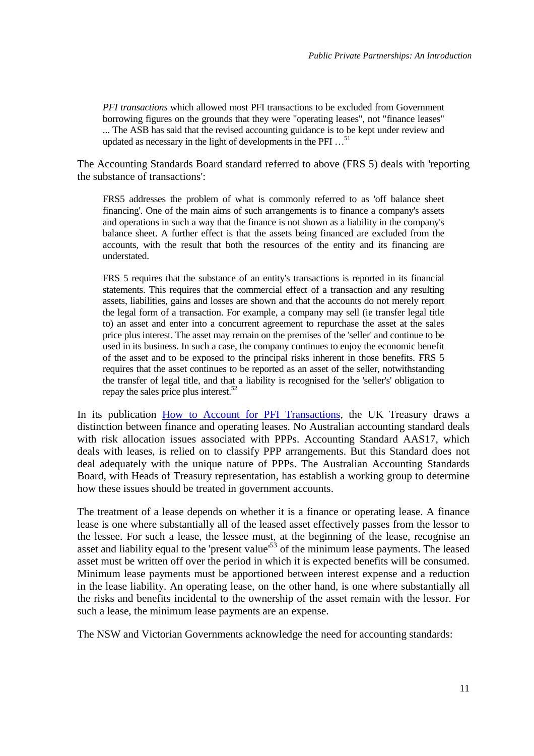> *PFI transactions* which allowed most PFI transactions to be excluded from Government borrowing figures on the grounds that they were "operating leases", not "finance leases" ... The ASB has said that the revised accounting guidance is to be kept under review and updated as necessary in the light of developments in the PFI ...[51]

The Accounting Standards Board standard referred to above (FRS 5) deals with 'reporting the substance of transactions':

> FRS5 addresses the problem of what is commonly referred to as 'off balance sheet financing'. One of the main aims of such arrangements is to finance a company's assets and operations in such a way that the finance is not shown as a liability in the company's balance sheet. A further effect is that the assets being financed are excluded from the accounts, with the result that both the resources of the entity and its financing are understated.
>
> FRS 5 requires that the substance of an entity's transactions is reported in its financial statements. This requires that the commercial effect of a transaction and any resulting assets, liabilities, gains and losses are shown and that the accounts do not merely report the legal form of a transaction. For example, a company may sell (ie transfer legal title to) an asset and enter into a concurrent agreement to repurchase the asset at the sales price plus interest. The asset may remain on the premises of the 'seller' and continue to be used in its business. In such a case, the company continues to enjoy the economic benefit of the asset and to be exposed to the principal risks inherent in those benefits. FRS 5 requires that the asset continues to be reported as an asset of the seller, notwithstanding the transfer of legal title, and that a liability is recognised for the 'seller's' obligation to repay the sales price plus interest.[52]

In its publication How to Account for PFI Transactions, the UK Treasury draws a distinction between finance and operating leases. No Australian accounting standard deals with risk allocation issues associated with PPPs. Accounting Standard AAS17, which deals with leases, is relied on to classify PPP arrangements. But this Standard does not deal adequately with the unique nature of PPPs. The Australian Accounting Standards Board, with Heads of Treasury representation, has establish a working group to determine how these issues should be treated in government accounts.

The treatment of a lease depends on whether it is a finance or operating lease. A finance lease is one where substantially all of the leased asset effectively passes from the lessor to the lessee. For such a lease, the lessee must, at the beginning of the lease, recognise an asset and liability equal to the 'present value'[53] of the minimum lease payments. The leased asset must be written off over the period in which it is expected benefits will be consumed. Minimum lease payments must be apportioned between interest expense and a reduction in the lease liability. An operating lease, on the other hand, is one where substantially all the risks and benefits incidental to the ownership of the asset remain with the lessor. For such a lease, the minimum lease payments are an expense.

The NSW and Victorian Governments acknowledge the need for accounting standards: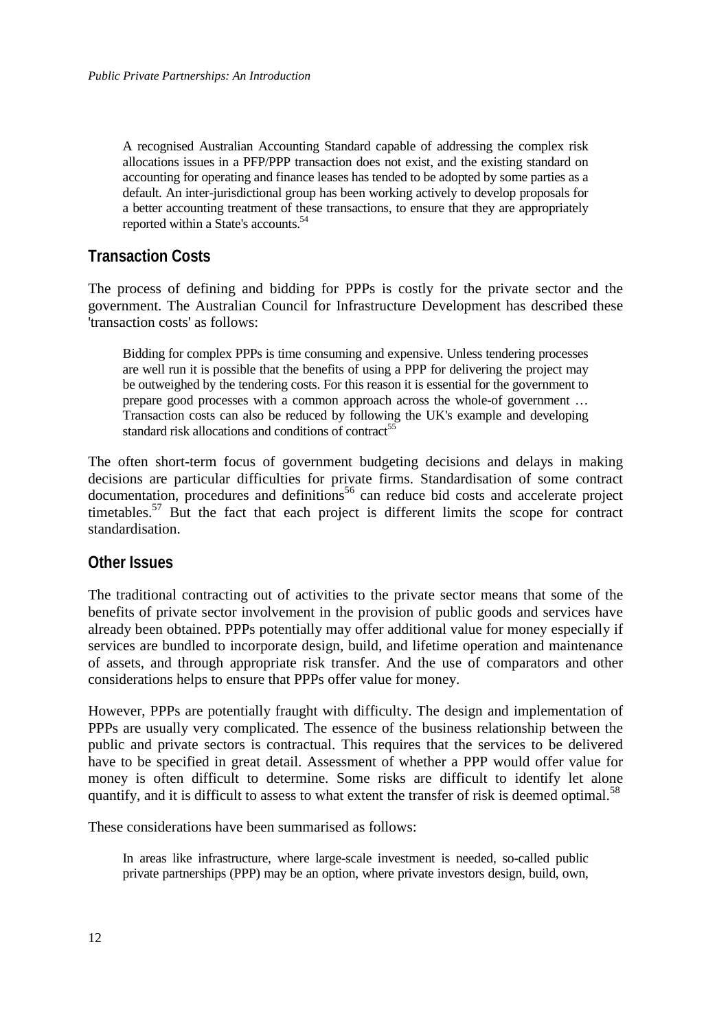> A recognised Australian Accounting Standard capable of addressing the complex risk allocations issues in a PFP/PPP transaction does not exist, and the existing standard on accounting for operating and finance leases has tended to be adopted by some parties as a default. An inter-jurisdictional group has been working actively to develop proposals for a better accounting treatment of these transactions, to ensure that they are appropriately reported within a State's accounts.[54]

## Transaction Costs

The process of defining and bidding for PPPs is costly for the private sector and the government. The Australian Council for Infrastructure Development has described these 'transaction costs' as follows:

> Bidding for complex PPPs is time consuming and expensive. Unless tendering processes are well run it is possible that the benefits of using a PPP for delivering the project may be outweighed by the tendering costs. For this reason it is essential for the government to prepare good processes with a common approach across the whole-of government … Transaction costs can also be reduced by following the UK's example and developing standard risk allocations and conditions of contract[55]

The often short-term focus of government budgeting decisions and delays in making decisions are particular difficulties for private firms. Standardisation of some contract documentation, procedures and definitions[56] can reduce bid costs and accelerate project timetables.[57] But the fact that each project is different limits the scope for contract standardisation.

## Other Issues

The traditional contracting out of activities to the private sector means that some of the benefits of private sector involvement in the provision of public goods and services have already been obtained. PPPs potentially may offer additional value for money especially if services are bundled to incorporate design, build, and lifetime operation and maintenance of assets, and through appropriate risk transfer. And the use of comparators and other considerations helps to ensure that PPPs offer value for money.

However, PPPs are potentially fraught with difficulty. The design and implementation of PPPs are usually very complicated. The essence of the business relationship between the public and private sectors is contractual. This requires that the services to be delivered have to be specified in great detail. Assessment of whether a PPP would offer value for money is often difficult to determine. Some risks are difficult to identify let alone quantify, and it is difficult to assess to what extent the transfer of risk is deemed optimal.[58]

These considerations have been summarised as follows:

> In areas like infrastructure, where large-scale investment is needed, so-called public private partnerships (PPP) may be an option, where private investors design, build, own,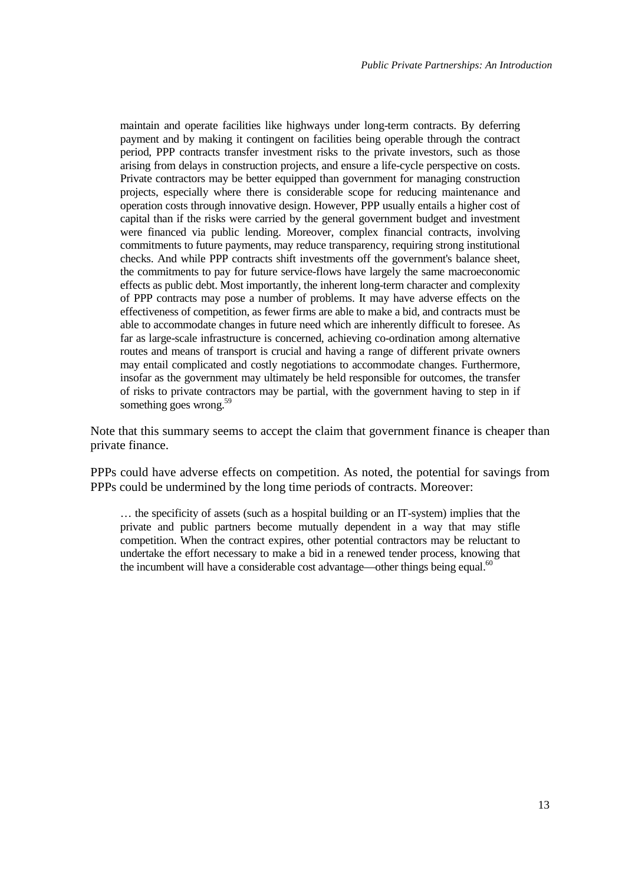> maintain and operate facilities like highways under long-term contracts. By deferring payment and by making it contingent on facilities being operable through the contract period, PPP contracts transfer investment risks to the private investors, such as those arising from delays in construction projects, and ensure a life-cycle perspective on costs. Private contractors may be better equipped than government for managing construction projects, especially where there is considerable scope for reducing maintenance and operation costs through innovative design. However, PPP usually entails a higher cost of capital than if the risks were carried by the general government budget and investment were financed via public lending. Moreover, complex financial contracts, involving commitments to future payments, may reduce transparency, requiring strong institutional checks. And while PPP contracts shift investments off the government's balance sheet, the commitments to pay for future service-flows have largely the same macroeconomic effects as public debt. Most importantly, the inherent long-term character and complexity of PPP contracts may pose a number of problems. It may have adverse effects on the effectiveness of competition, as fewer firms are able to make a bid, and contracts must be able to accommodate changes in future need which are inherently difficult to foresee. As far as large-scale infrastructure is concerned, achieving co-ordination among alternative routes and means of transport is crucial and having a range of different private owners may entail complicated and costly negotiations to accommodate changes. Furthermore, insofar as the government may ultimately be held responsible for outcomes, the transfer of risks to private contractors may be partial, with the government having to step in if something goes wrong.[59]

Note that this summary seems to accept the claim that government finance is cheaper than private finance.

PPPs could have adverse effects on competition. As noted, the potential for savings from PPPs could be undermined by the long time periods of contracts. Moreover:

> … the specificity of assets (such as a hospital building or an IT-system) implies that the private and public partners become mutually dependent in a way that may stifle competition. When the contract expires, other potential contractors may be reluctant to undertake the effort necessary to make a bid in a renewed tender process, knowing that the incumbent will have a considerable cost advantage—other things being equal.[60]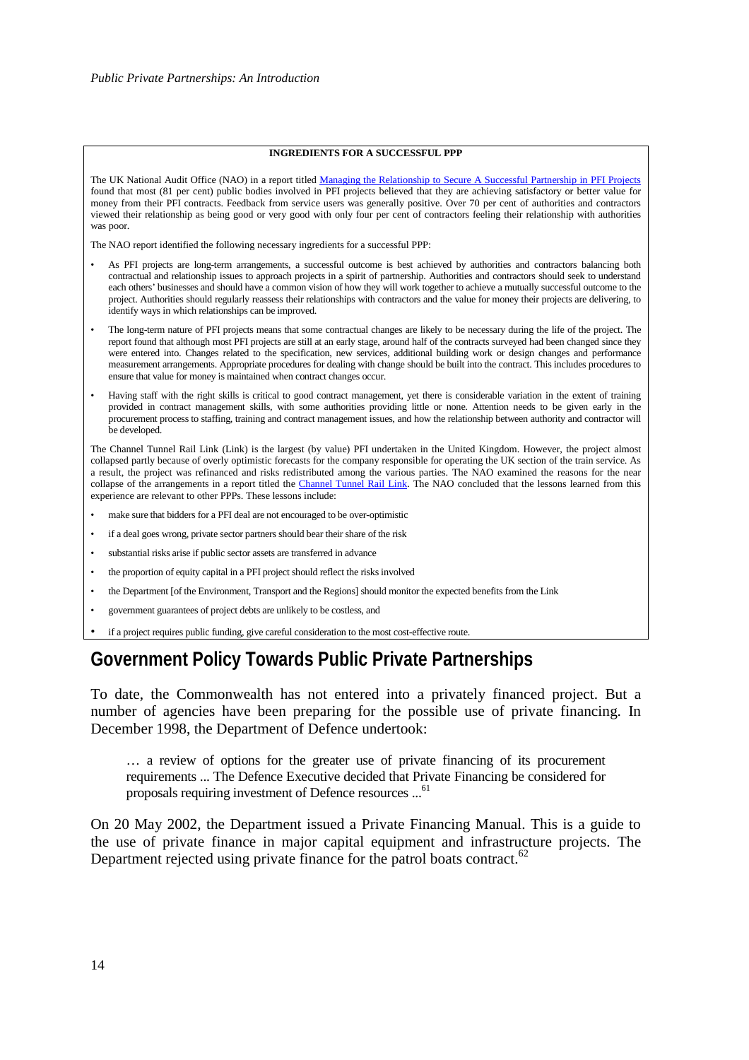**INGREDIENTS FOR A SUCCESSFUL PPP**

The UK National Audit Office (NAO) in a report titled [Managing the Relationship to Secure A Successful Partnership in PFI Projects] found that most (81 per cent) public bodies involved in PFI projects believed that they are achieving satisfactory or better value for money from their PFI contracts. Feedback from service users was generally positive. Over 70 per cent of authorities and contractors viewed their relationship as being good or very good with only four per cent of contractors feeling their relationship with authorities was poor.

The NAO report identified the following necessary ingredients for a successful PPP:

- As PFI projects are long-term arrangements, a successful outcome is best achieved by authorities and contractors balancing both contractual and relationship issues to approach projects in a spirit of partnership. Authorities and contractors should seek to understand each others' businesses and should have a common vision of how they will work together to achieve a mutually successful outcome to the project. Authorities should regularly reassess their relationships with contractors and the value for money their projects are delivering, to identify ways in which relationships can be improved.
- The long-term nature of PFI projects means that some contractual changes are likely to be necessary during the life of the project. The report found that although most PFI projects are still at an early stage, around half of the contracts surveyed had been changed since they were entered into. Changes related to the specification, new services, additional building work or design changes and performance measurement arrangements. Appropriate procedures for dealing with change should be built into the contract. This includes procedures to ensure that value for money is maintained when contract changes occur.
- Having staff with the right skills is critical to good contract management, yet there is considerable variation in the extent of training provided in contract management skills, with some authorities providing little or none. Attention needs to be given early in the procurement process to staffing, training and contract management issues, and how the relationship between authority and contractor will be developed.

The Channel Tunnel Rail Link (Link) is the largest (by value) PFI undertaken in the United Kingdom. However, the project almost collapsed partly because of overly optimistic forecasts for the company responsible for operating the UK section of the train service. As a result, the project was refinanced and risks redistributed among the various parties. The NAO examined the reasons for the near collapse of the arrangements in a report titled the [Channel Tunnel Rail Link]. The NAO concluded that the lessons learned from this experience are relevant to other PPPs. These lessons include:

- make sure that bidders for a PFI deal are not encouraged to be over-optimistic
- if a deal goes wrong, private sector partners should bear their share of the risk
- substantial risks arise if public sector assets are transferred in advance
- the proportion of equity capital in a PFI project should reflect the risks involved
- the Department [of the Environment, Transport and the Regions] should monitor the expected benefits from the Link
- government guarantees of project debts are unlikely to be costless, and
- if a project requires public funding, give careful consideration to the most cost-effective route.

## Government Policy Towards Public Private Partnerships

To date, the Commonwealth has not entered into a privately financed project. But a number of agencies have been preparing for the possible use of private financing. In December 1998, the Department of Defence undertook:

> … a review of options for the greater use of private financing of its procurement requirements ... The Defence Executive decided that Private Financing be considered for proposals requiring investment of Defence resources ...[61]

On 20 May 2002, the Department issued a Private Financing Manual. This is a guide to the use of private finance in major capital equipment and infrastructure projects. The Department rejected using private finance for the patrol boats contract.[62]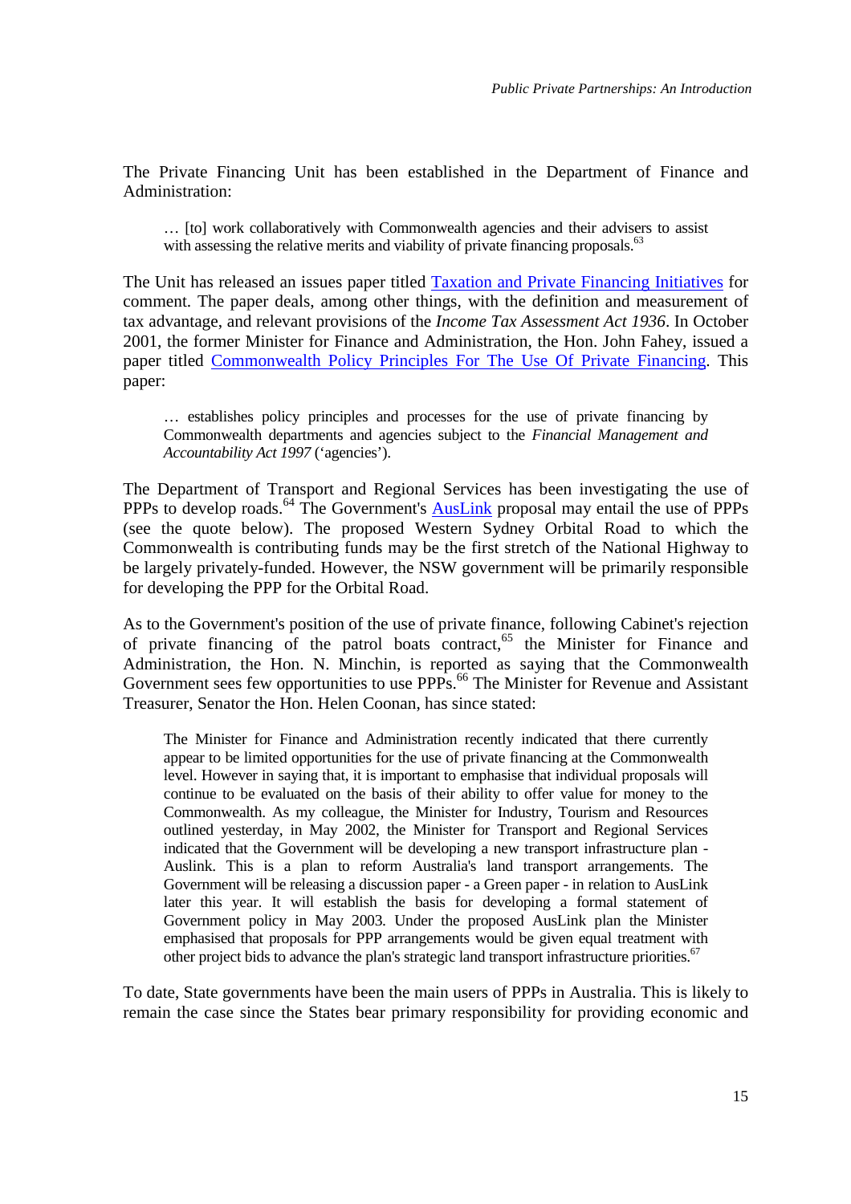The Private Financing Unit has been established in the Department of Finance and Administration:

> … [to] work collaboratively with Commonwealth agencies and their advisers to assist with assessing the relative merits and viability of private financing proposals.[63]

The Unit has released an issues paper titled Taxation and Private Financing Initiatives for comment. The paper deals, among other things, with the definition and measurement of tax advantage, and relevant provisions of the *Income Tax Assessment Act 1936*. In October 2001, the former Minister for Finance and Administration, the Hon. John Fahey, issued a paper titled Commonwealth Policy Principles For The Use Of Private Financing. This paper:

> … establishes policy principles and processes for the use of private financing by Commonwealth departments and agencies subject to the *Financial Management and Accountability Act 1997* ('agencies').

The Department of Transport and Regional Services has been investigating the use of PPPs to develop roads.[64] The Government's AusLink proposal may entail the use of PPPs (see the quote below). The proposed Western Sydney Orbital Road to which the Commonwealth is contributing funds may be the first stretch of the National Highway to be largely privately-funded. However, the NSW government will be primarily responsible for developing the PPP for the Orbital Road.

As to the Government's position of the use of private finance, following Cabinet's rejection of private financing of the patrol boats contract,[65] the Minister for Finance and Administration, the Hon. N. Minchin, is reported as saying that the Commonwealth Government sees few opportunities to use PPPs.[66] The Minister for Revenue and Assistant Treasurer, Senator the Hon. Helen Coonan, has since stated:

> The Minister for Finance and Administration recently indicated that there currently appear to be limited opportunities for the use of private financing at the Commonwealth level. However in saying that, it is important to emphasise that individual proposals will continue to be evaluated on the basis of their ability to offer value for money to the Commonwealth. As my colleague, the Minister for Industry, Tourism and Resources outlined yesterday, in May 2002, the Minister for Transport and Regional Services indicated that the Government will be developing a new transport infrastructure plan - Auslink. This is a plan to reform Australia's land transport arrangements. The Government will be releasing a discussion paper - a Green paper - in relation to AusLink later this year. It will establish the basis for developing a formal statement of Government policy in May 2003. Under the proposed AusLink plan the Minister emphasised that proposals for PPP arrangements would be given equal treatment with other project bids to advance the plan's strategic land transport infrastructure priorities.[67]

To date, State governments have been the main users of PPPs in Australia. This is likely to remain the case since the States bear primary responsibility for providing economic and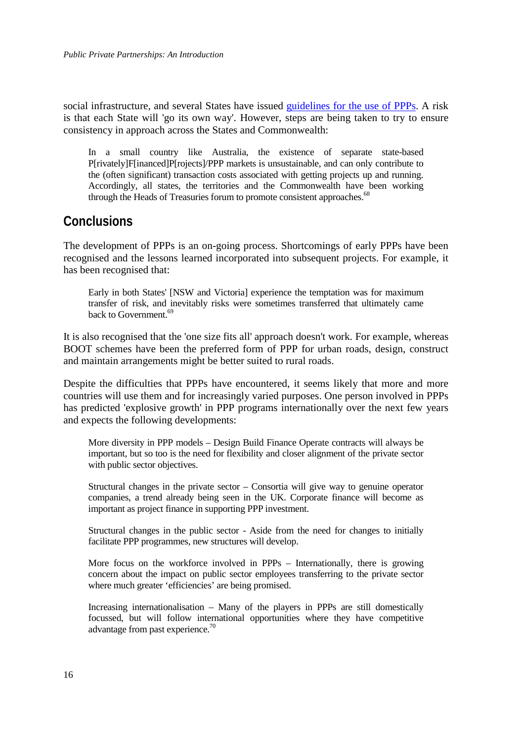social infrastructure, and several States have issued [guidelines for the use of PPPs](). A risk is that each State will 'go its own way'. However, steps are being taken to try to ensure consistency in approach across the States and Commonwealth:

> In a small country like Australia, the existence of separate state-based P[rivately]F[inanced]P[rojects]/PPP markets is unsustainable, and can only contribute to the (often significant) transaction costs associated with getting projects up and running. Accordingly, all states, the territories and the Commonwealth have been working through the Heads of Treasuries forum to promote consistent approaches.[68]

## Conclusions

The development of PPPs is an on-going process. Shortcomings of early PPPs have been recognised and the lessons learned incorporated into subsequent projects. For example, it has been recognised that:

> Early in both States' [NSW and Victoria] experience the temptation was for maximum transfer of risk, and inevitably risks were sometimes transferred that ultimately came back to Government.[69]

It is also recognised that the 'one size fits all' approach doesn't work. For example, whereas BOOT schemes have been the preferred form of PPP for urban roads, design, construct and maintain arrangements might be better suited to rural roads.

Despite the difficulties that PPPs have encountered, it seems likely that more and more countries will use them and for increasingly varied purposes. One person involved in PPPs has predicted 'explosive growth' in PPP programs internationally over the next few years and expects the following developments:

> More diversity in PPP models – Design Build Finance Operate contracts will always be important, but so too is the need for flexibility and closer alignment of the private sector with public sector objectives.
>
> Structural changes in the private sector – Consortia will give way to genuine operator companies, a trend already being seen in the UK. Corporate finance will become as important as project finance in supporting PPP investment.
>
> Structural changes in the public sector - Aside from the need for changes to initially facilitate PPP programmes, new structures will develop.
>
> More focus on the workforce involved in PPPs – Internationally, there is growing concern about the impact on public sector employees transferring to the private sector where much greater 'efficiencies' are being promised.
>
> Increasing internationalisation – Many of the players in PPPs are still domestically focussed, but will follow international opportunities where they have competitive advantage from past experience.[70]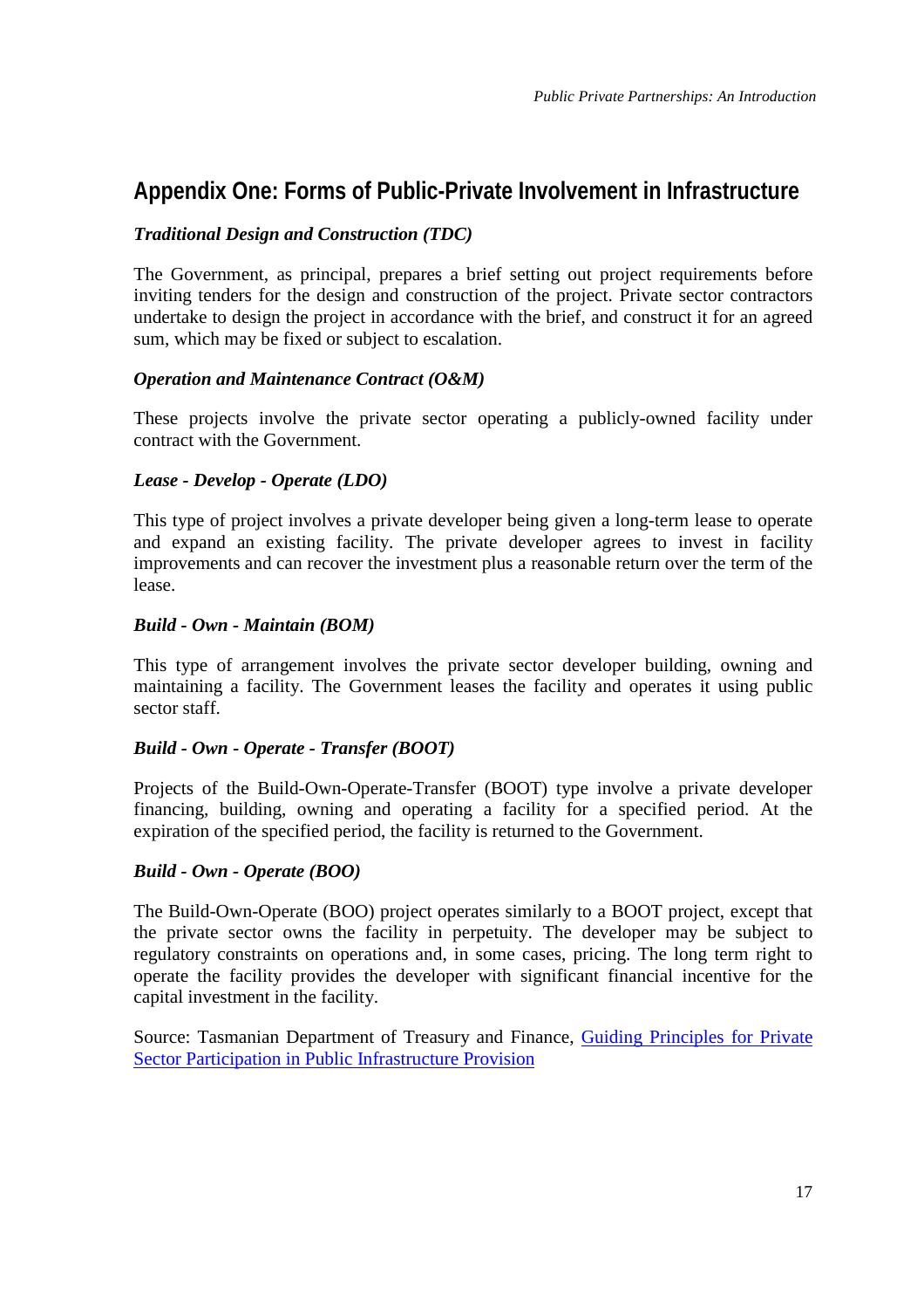## Appendix One: Forms of Public-Private Involvement in Infrastructure

### *Traditional Design and Construction (TDC)*

The Government, as principal, prepares a brief setting out project requirements before inviting tenders for the design and construction of the project. Private sector contractors undertake to design the project in accordance with the brief, and construct it for an agreed sum, which may be fixed or subject to escalation.

### *Operation and Maintenance Contract (O&M)*

These projects involve the private sector operating a publicly-owned facility under contract with the Government.

### *Lease - Develop - Operate (LDO)*

This type of project involves a private developer being given a long-term lease to operate and expand an existing facility. The private developer agrees to invest in facility improvements and can recover the investment plus a reasonable return over the term of the lease.

### *Build - Own - Maintain (BOM)*

This type of arrangement involves the private sector developer building, owning and maintaining a facility. The Government leases the facility and operates it using public sector staff.

### *Build - Own - Operate - Transfer (BOOT)*

Projects of the Build-Own-Operate-Transfer (BOOT) type involve a private developer financing, building, owning and operating a facility for a specified period. At the expiration of the specified period, the facility is returned to the Government.

### *Build - Own - Operate (BOO)*

The Build-Own-Operate (BOO) project operates similarly to a BOOT project, except that the private sector owns the facility in perpetuity. The developer may be subject to regulatory constraints on operations and, in some cases, pricing. The long term right to operate the facility provides the developer with significant financial incentive for the capital investment in the facility.

Source: Tasmanian Department of Treasury and Finance, Guiding Principles for Private Sector Participation in Public Infrastructure Provision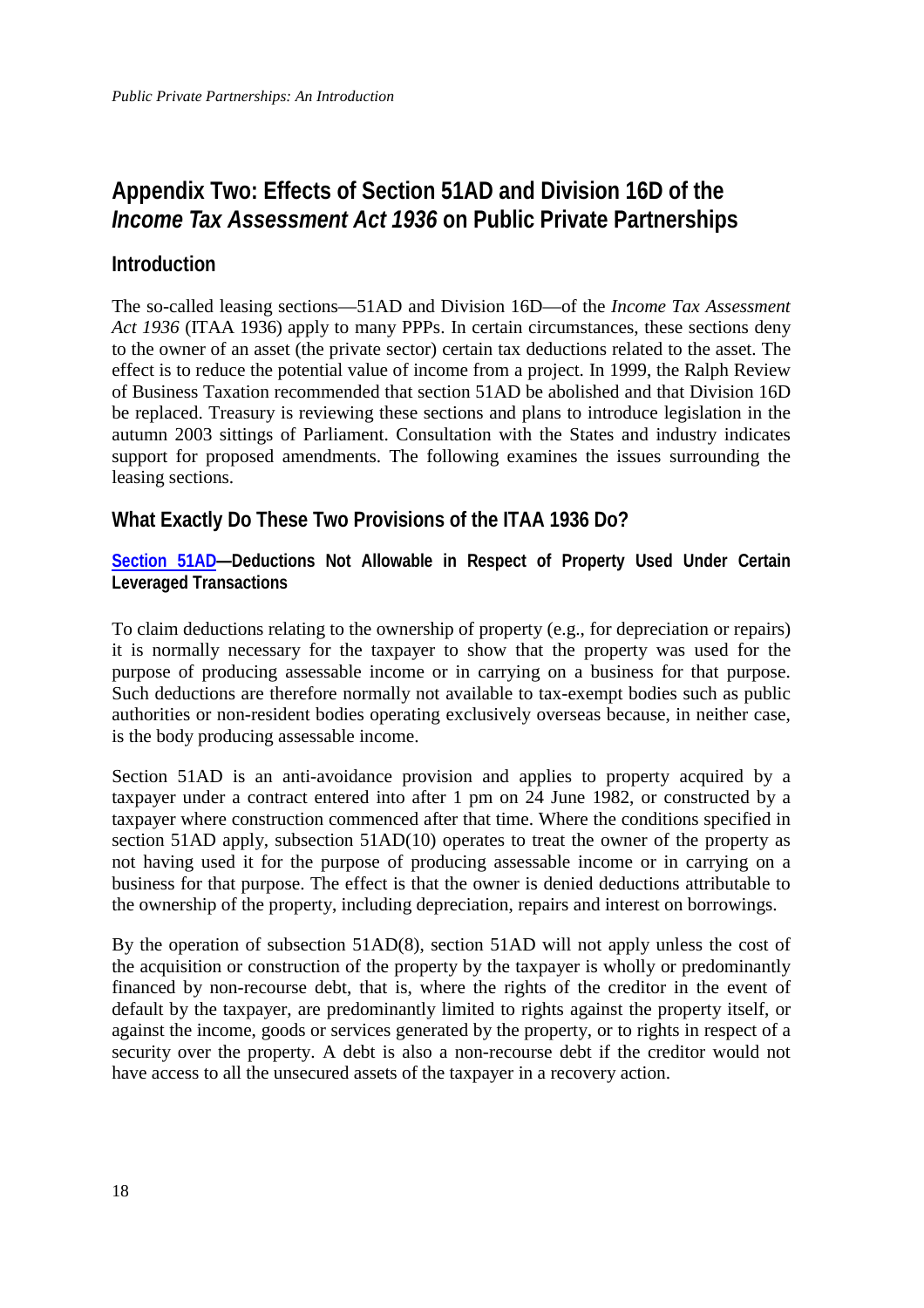# Appendix Two: Effects of Section 51AD and Division 16D of the *Income Tax Assessment Act 1936* on Public Private Partnerships

## Introduction

The so-called leasing sections—51AD and Division 16D—of the *Income Tax Assessment Act 1936* (ITAA 1936) apply to many PPPs. In certain circumstances, these sections deny to the owner of an asset (the private sector) certain tax deductions related to the asset. The effect is to reduce the potential value of income from a project. In 1999, the Ralph Review of Business Taxation recommended that section 51AD be abolished and that Division 16D be replaced. Treasury is reviewing these sections and plans to introduce legislation in the autumn 2003 sittings of Parliament. Consultation with the States and industry indicates support for proposed amendments. The following examines the issues surrounding the leasing sections.

## What Exactly Do These Two Provisions of the ITAA 1936 Do?

### Section 51AD—Deductions Not Allowable in Respect of Property Used Under Certain Leveraged Transactions

To claim deductions relating to the ownership of property (e.g., for depreciation or repairs) it is normally necessary for the taxpayer to show that the property was used for the purpose of producing assessable income or in carrying on a business for that purpose. Such deductions are therefore normally not available to tax-exempt bodies such as public authorities or non-resident bodies operating exclusively overseas because, in neither case, is the body producing assessable income.

Section 51AD is an anti-avoidance provision and applies to property acquired by a taxpayer under a contract entered into after 1 pm on 24 June 1982, or constructed by a taxpayer where construction commenced after that time. Where the conditions specified in section 51AD apply, subsection 51AD(10) operates to treat the owner of the property as not having used it for the purpose of producing assessable income or in carrying on a business for that purpose. The effect is that the owner is denied deductions attributable to the ownership of the property, including depreciation, repairs and interest on borrowings.

By the operation of subsection 51AD(8), section 51AD will not apply unless the cost of the acquisition or construction of the property by the taxpayer is wholly or predominantly financed by non-recourse debt, that is, where the rights of the creditor in the event of default by the taxpayer, are predominantly limited to rights against the property itself, or against the income, goods or services generated by the property, or to rights in respect of a security over the property. A debt is also a non-recourse debt if the creditor would not have access to all the unsecured assets of the taxpayer in a recovery action.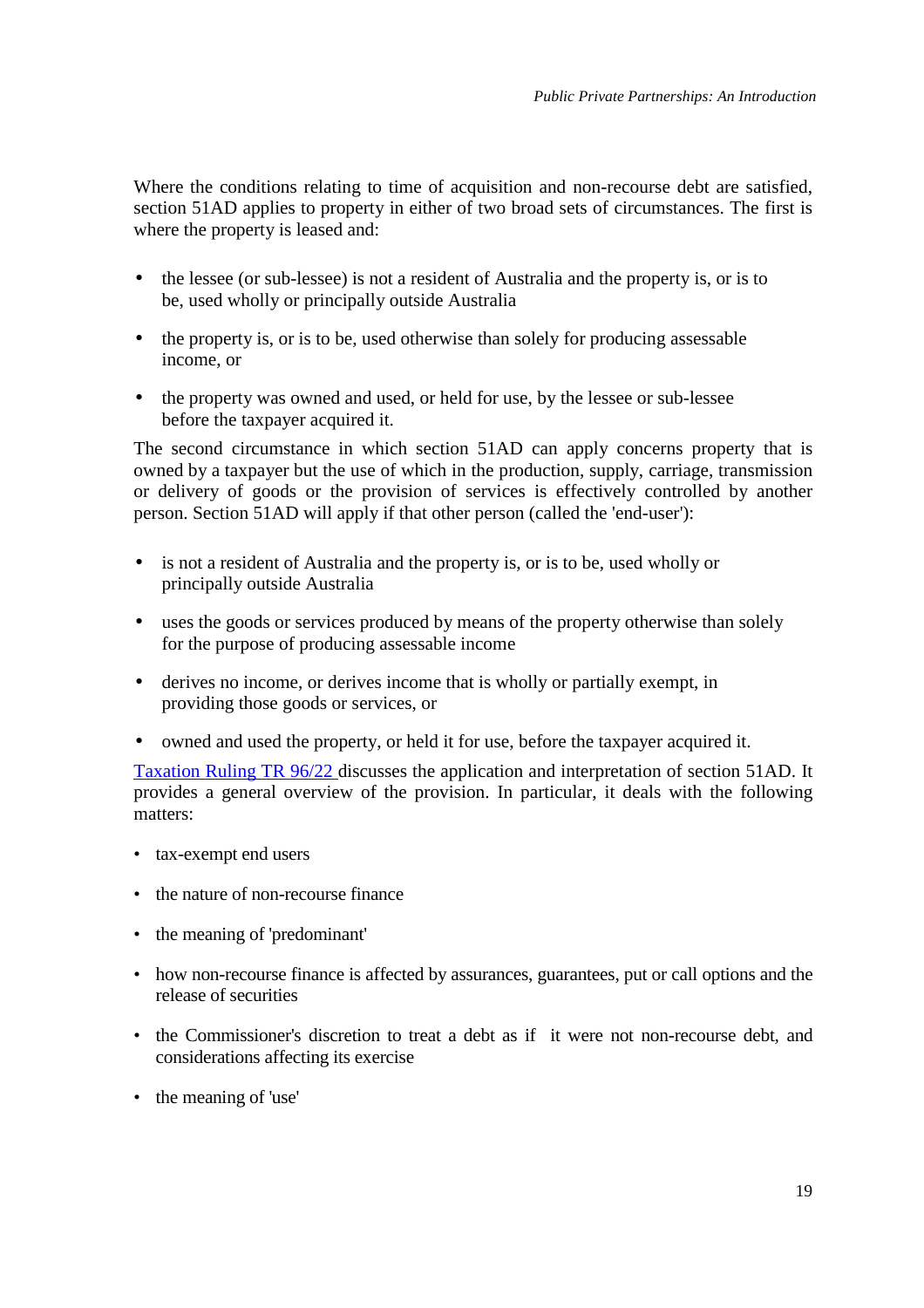Where the conditions relating to time of acquisition and non-recourse debt are satisfied, section 51AD applies to property in either of two broad sets of circumstances. The first is where the property is leased and:

- the lessee (or sub-lessee) is not a resident of Australia and the property is, or is to be, used wholly or principally outside Australia
- the property is, or is to be, used otherwise than solely for producing assessable income, or
- the property was owned and used, or held for use, by the lessee or sub-lessee before the taxpayer acquired it.

The second circumstance in which section 51AD can apply concerns property that is owned by a taxpayer but the use of which in the production, supply, carriage, transmission or delivery of goods or the provision of services is effectively controlled by another person. Section 51AD will apply if that other person (called the 'end-user'):

- is not a resident of Australia and the property is, or is to be, used wholly or principally outside Australia
- uses the goods or services produced by means of the property otherwise than solely for the purpose of producing assessable income
- derives no income, or derives income that is wholly or partially exempt, in providing those goods or services, or
- owned and used the property, or held it for use, before the taxpayer acquired it.

Taxation Ruling TR 96/22 discusses the application and interpretation of section 51AD. It provides a general overview of the provision. In particular, it deals with the following matters:

- tax-exempt end users
- the nature of non-recourse finance
- the meaning of 'predominant'
- how non-recourse finance is affected by assurances, guarantees, put or call options and the release of securities
- the Commissioner's discretion to treat a debt as if it were not non-recourse debt, and considerations affecting its exercise
- the meaning of 'use'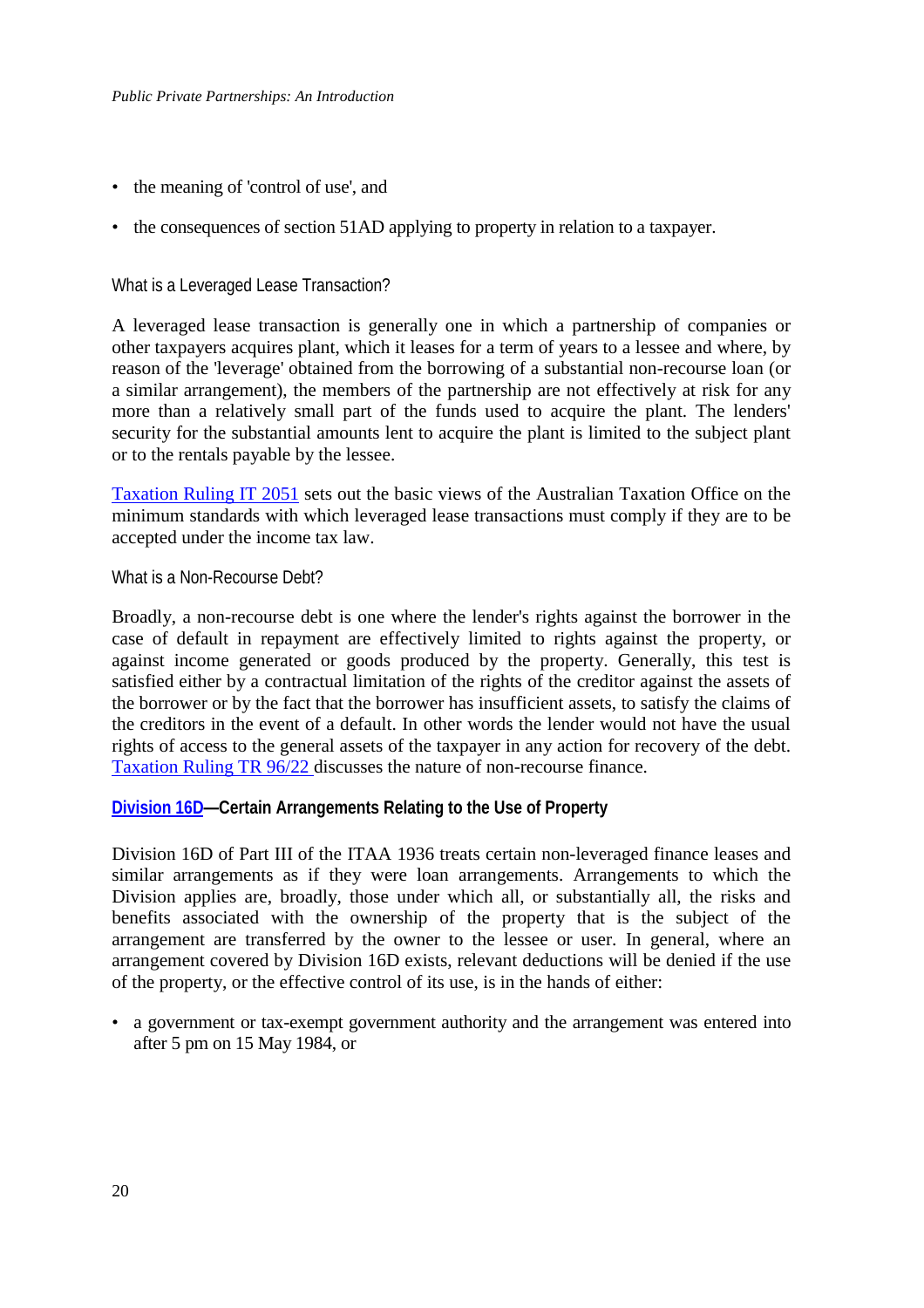- the meaning of 'control of use', and
- the consequences of section 51AD applying to property in relation to a taxpayer.

### What is a Leveraged Lease Transaction?

A leveraged lease transaction is generally one in which a partnership of companies or other taxpayers acquires plant, which it leases for a term of years to a lessee and where, by reason of the 'leverage' obtained from the borrowing of a substantial non-recourse loan (or a similar arrangement), the members of the partnership are not effectively at risk for any more than a relatively small part of the funds used to acquire the plant. The lenders' security for the substantial amounts lent to acquire the plant is limited to the subject plant or to the rentals payable by the lessee.

Taxation Ruling IT 2051 sets out the basic views of the Australian Taxation Office on the minimum standards with which leveraged lease transactions must comply if they are to be accepted under the income tax law.

### What is a Non-Recourse Debt?

Broadly, a non-recourse debt is one where the lender's rights against the borrower in the case of default in repayment are effectively limited to rights against the property, or against income generated or goods produced by the property. Generally, this test is satisfied either by a contractual limitation of the rights of the creditor against the assets of the borrower or by the fact that the borrower has insufficient assets, to satisfy the claims of the creditors in the event of a default. In other words the lender would not have the usual rights of access to the general assets of the taxpayer in any action for recovery of the debt. Taxation Ruling TR 96/22 discusses the nature of non-recourse finance.

### Division 16D—Certain Arrangements Relating to the Use of Property

Division 16D of Part III of the ITAA 1936 treats certain non-leveraged finance leases and similar arrangements as if they were loan arrangements. Arrangements to which the Division applies are, broadly, those under which all, or substantially all, the risks and benefits associated with the ownership of the property that is the subject of the arrangement are transferred by the owner to the lessee or user. In general, where an arrangement covered by Division 16D exists, relevant deductions will be denied if the use of the property, or the effective control of its use, is in the hands of either:

- a government or tax-exempt government authority and the arrangement was entered into after 5 pm on 15 May 1984, or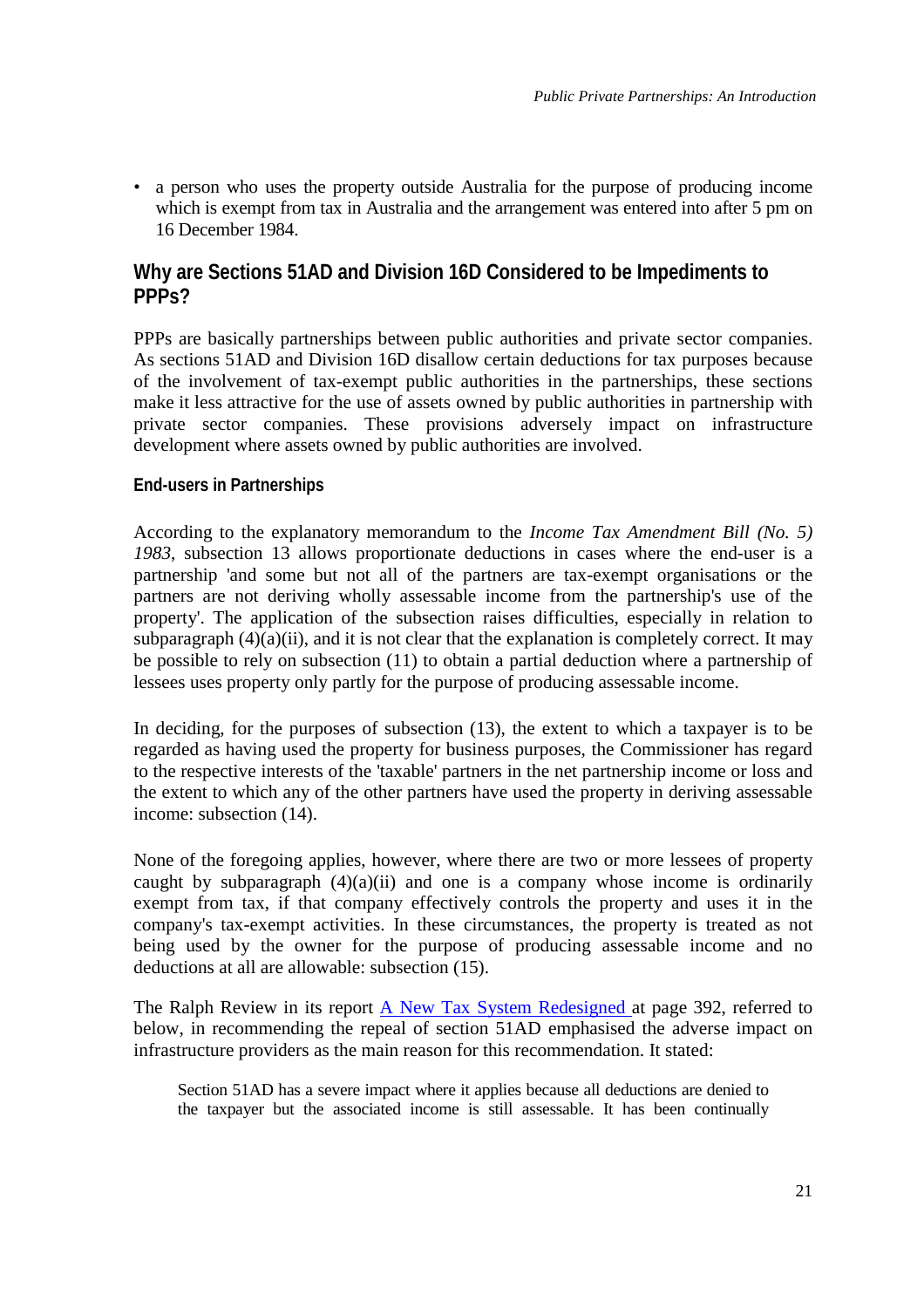- a person who uses the property outside Australia for the purpose of producing income which is exempt from tax in Australia and the arrangement was entered into after 5 pm on 16 December 1984.

## Why are Sections 51AD and Division 16D Considered to be Impediments to PPPs?

PPPs are basically partnerships between public authorities and private sector companies. As sections 51AD and Division 16D disallow certain deductions for tax purposes because of the involvement of tax-exempt public authorities in the partnerships, these sections make it less attractive for the use of assets owned by public authorities in partnership with private sector companies. These provisions adversely impact on infrastructure development where assets owned by public authorities are involved.

### End-users in Partnerships

According to the explanatory memorandum to the *Income Tax Amendment Bill (No. 5) 1983*, subsection 13 allows proportionate deductions in cases where the end-user is a partnership 'and some but not all of the partners are tax-exempt organisations or the partners are not deriving wholly assessable income from the partnership's use of the property'. The application of the subsection raises difficulties, especially in relation to subparagraph (4)(a)(ii), and it is not clear that the explanation is completely correct. It may be possible to rely on subsection (11) to obtain a partial deduction where a partnership of lessees uses property only partly for the purpose of producing assessable income.

In deciding, for the purposes of subsection (13), the extent to which a taxpayer is to be regarded as having used the property for business purposes, the Commissioner has regard to the respective interests of the 'taxable' partners in the net partnership income or loss and the extent to which any of the other partners have used the property in deriving assessable income: subsection (14).

None of the foregoing applies, however, where there are two or more lessees of property caught by subparagraph (4)(a)(ii) and one is a company whose income is ordinarily exempt from tax, if that company effectively controls the property and uses it in the company's tax-exempt activities. In these circumstances, the property is treated as not being used by the owner for the purpose of producing assessable income and no deductions at all are allowable: subsection (15).

The Ralph Review in its report A New Tax System Redesigned at page 392, referred to below, in recommending the repeal of section 51AD emphasised the adverse impact on infrastructure providers as the main reason for this recommendation. It stated:

> Section 51AD has a severe impact where it applies because all deductions are denied to the taxpayer but the associated income is still assessable. It has been continually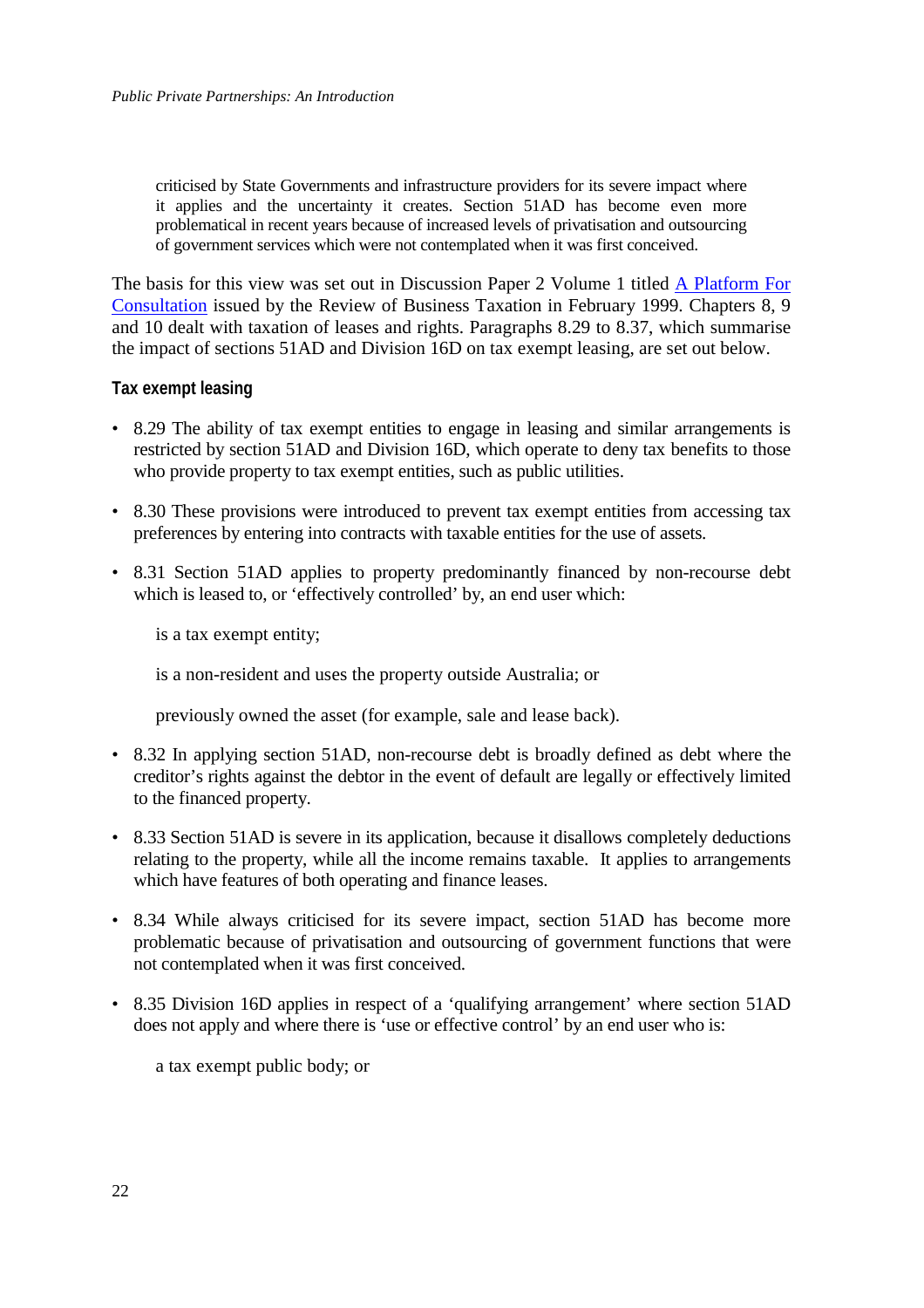> criticised by State Governments and infrastructure providers for its severe impact where it applies and the uncertainty it creates. Section 51AD has become even more problematical in recent years because of increased levels of privatisation and outsourcing of government services which were not contemplated when it was first conceived.

The basis for this view was set out in Discussion Paper 2 Volume 1 titled A Platform For Consultation issued by the Review of Business Taxation in February 1999. Chapters 8, 9 and 10 dealt with taxation of leases and rights. Paragraphs 8.29 to 8.37, which summarise the impact of sections 51AD and Division 16D on tax exempt leasing, are set out below.

#### Tax exempt leasing

- 8.29 The ability of tax exempt entities to engage in leasing and similar arrangements is restricted by section 51AD and Division 16D, which operate to deny tax benefits to those who provide property to tax exempt entities, such as public utilities.

- 8.30 These provisions were introduced to prevent tax exempt entities from accessing tax preferences by entering into contracts with taxable entities for the use of assets.

- 8.31 Section 51AD applies to property predominantly financed by non-recourse debt which is leased to, or 'effectively controlled' by, an end user which:

  is a tax exempt entity;

  is a non-resident and uses the property outside Australia; or

  previously owned the asset (for example, sale and lease back).

- 8.32 In applying section 51AD, non-recourse debt is broadly defined as debt where the creditor's rights against the debtor in the event of default are legally or effectively limited to the financed property.

- 8.33 Section 51AD is severe in its application, because it disallows completely deductions relating to the property, while all the income remains taxable. It applies to arrangements which have features of both operating and finance leases.

- 8.34 While always criticised for its severe impact, section 51AD has become more problematic because of privatisation and outsourcing of government functions that were not contemplated when it was first conceived.

- 8.35 Division 16D applies in respect of a 'qualifying arrangement' where section 51AD does not apply and where there is 'use or effective control' by an end user who is:

  a tax exempt public body; or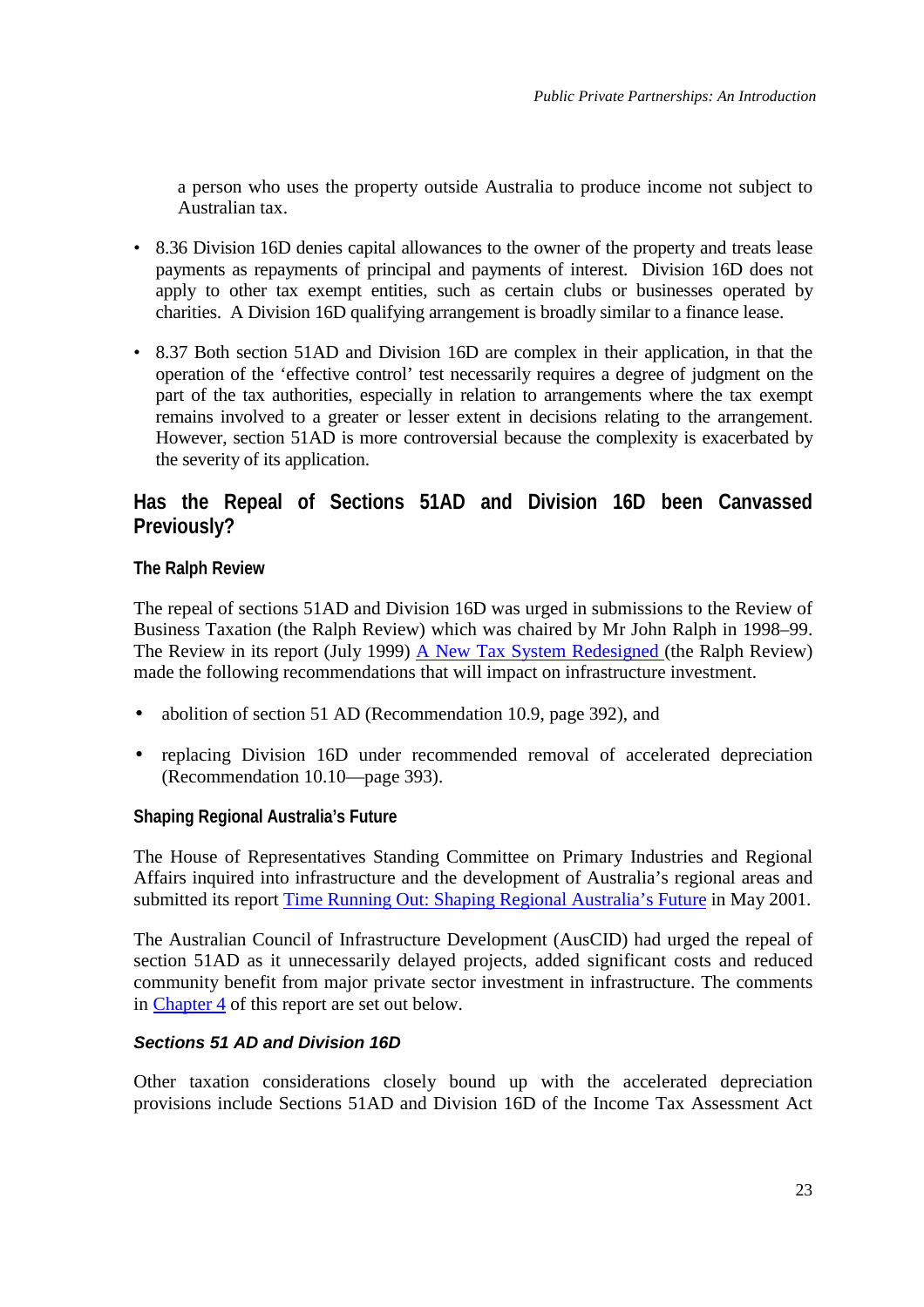a person who uses the property outside Australia to produce income not subject to Australian tax.

- 8.36 Division 16D denies capital allowances to the owner of the property and treats lease payments as repayments of principal and payments of interest. Division 16D does not apply to other tax exempt entities, such as certain clubs or businesses operated by charities. A Division 16D qualifying arrangement is broadly similar to a finance lease.

- 8.37 Both section 51AD and Division 16D are complex in their application, in that the operation of the 'effective control' test necessarily requires a degree of judgment on the part of the tax authorities, especially in relation to arrangements where the tax exempt remains involved to a greater or lesser extent in decisions relating to the arrangement. However, section 51AD is more controversial because the complexity is exacerbated by the severity of its application.

## Has the Repeal of Sections 51AD and Division 16D been Canvassed Previously?

### The Ralph Review

The repeal of sections 51AD and Division 16D was urged in submissions to the Review of Business Taxation (the Ralph Review) which was chaired by Mr John Ralph in 1998–99. The Review in its report (July 1999) A New Tax System Redesigned (the Ralph Review) made the following recommendations that will impact on infrastructure investment.

- abolition of section 51 AD (Recommendation 10.9, page 392), and
- replacing Division 16D under recommended removal of accelerated depreciation (Recommendation 10.10—page 393).

### Shaping Regional Australia's Future

The House of Representatives Standing Committee on Primary Industries and Regional Affairs inquired into infrastructure and the development of Australia's regional areas and submitted its report Time Running Out: Shaping Regional Australia's Future in May 2001.

The Australian Council of Infrastructure Development (AusCID) had urged the repeal of section 51AD as it unnecessarily delayed projects, added significant costs and reduced community benefit from major private sector investment in infrastructure. The comments in Chapter 4 of this report are set out below.

#### *Sections 51 AD and Division 16D*

Other taxation considerations closely bound up with the accelerated depreciation provisions include Sections 51AD and Division 16D of the Income Tax Assessment Act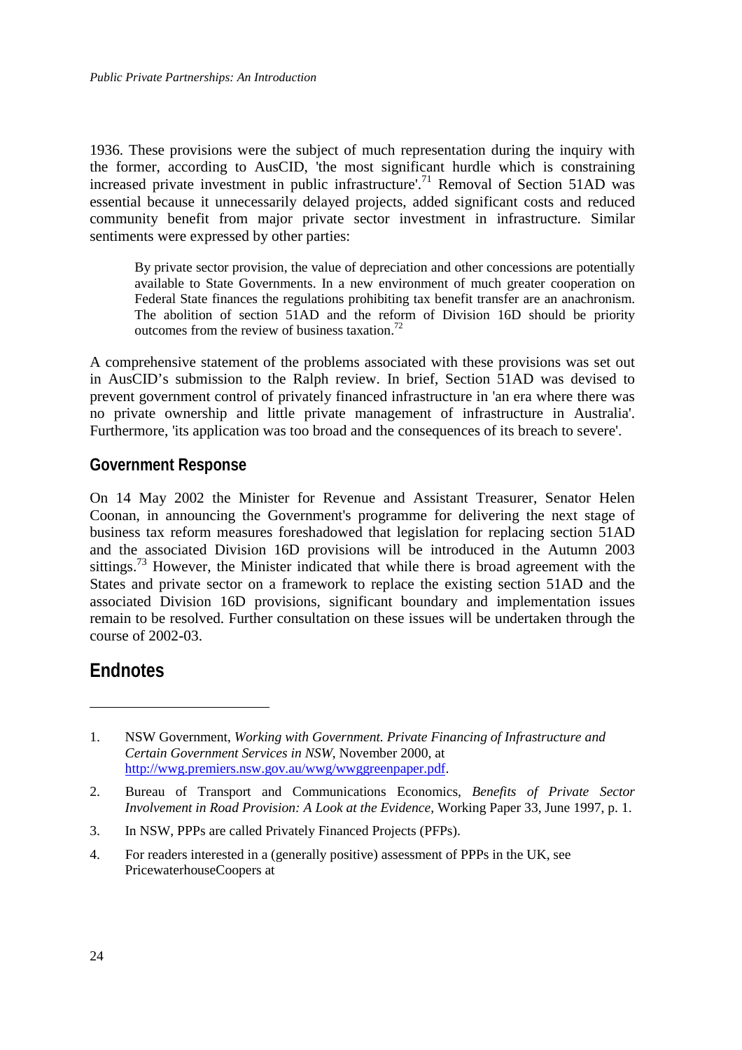1936. These provisions were the subject of much representation during the inquiry with the former, according to AusCID, 'the most significant hurdle which is constraining increased private investment in public infrastructure'.[71] Removal of Section 51AD was essential because it unnecessarily delayed projects, added significant costs and reduced community benefit from major private sector investment in infrastructure. Similar sentiments were expressed by other parties:

> By private sector provision, the value of depreciation and other concessions are potentially available to State Governments. In a new environment of much greater cooperation on Federal State finances the regulations prohibiting tax benefit transfer are an anachronism. The abolition of section 51AD and the reform of Division 16D should be priority outcomes from the review of business taxation.[72]

A comprehensive statement of the problems associated with these provisions was set out in AusCID's submission to the Ralph review. In brief, Section 51AD was devised to prevent government control of privately financed infrastructure in 'an era where there was no private ownership and little private management of infrastructure in Australia'. Furthermore, 'its application was too broad and the consequences of its breach to severe'.

### Government Response

On 14 May 2002 the Minister for Revenue and Assistant Treasurer, Senator Helen Coonan, in announcing the Government's programme for delivering the next stage of business tax reform measures foreshadowed that legislation for replacing section 51AD and the associated Division 16D provisions will be introduced in the Autumn 2003 sittings.[73] However, the Minister indicated that while there is broad agreement with the States and private sector on a framework to replace the existing section 51AD and the associated Division 16D provisions, significant boundary and implementation issues remain to be resolved. Further consultation on these issues will be undertaken through the course of 2002-03.

## Endnotes

1. NSW Government, *Working with Government. Private Financing of Infrastructure and Certain Government Services in NSW*, November 2000, at http://wwg.premiers.nsw.gov.au/wwg/wwggreenpaper.pdf.

2. Bureau of Transport and Communications Economics, *Benefits of Private Sector Involvement in Road Provision: A Look at the Evidence*, Working Paper 33, June 1997, p. 1.

3. In NSW, PPPs are called Privately Financed Projects (PFPs).

4. For readers interested in a (generally positive) assessment of PPPs in the UK, see PricewaterhouseCoopers at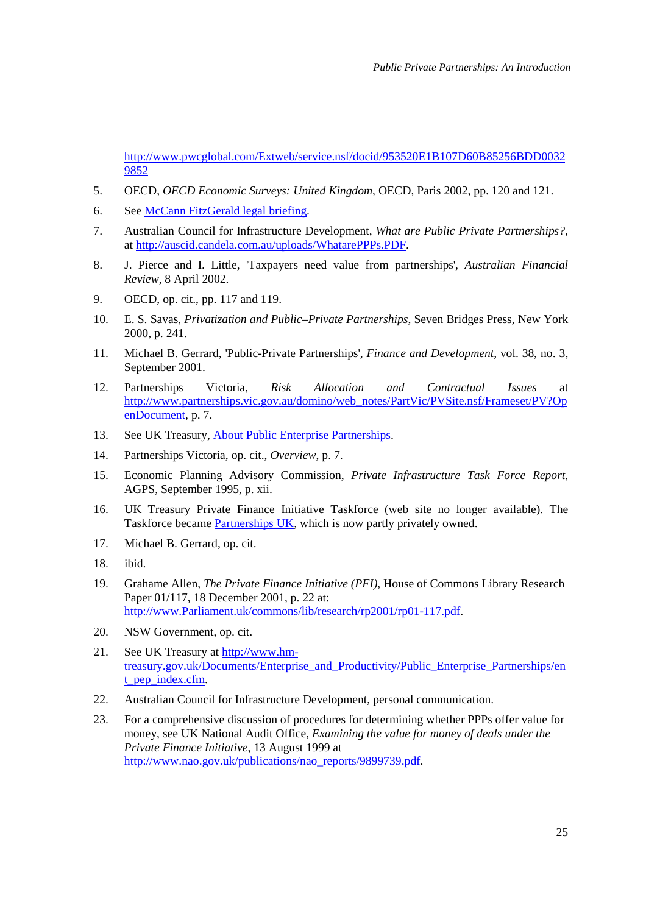http://www.pwcglobal.com/Extweb/service.nsf/docid/953520E1B107D60B85256BDD00329852

5. OECD, *OECD Economic Surveys: United Kingdom*, OECD, Paris 2002, pp. 120 and 121.

6. See McCann FitzGerald legal briefing.

7. Australian Council for Infrastructure Development, *What are Public Private Partnerships?*, at http://auscid.candela.com.au/uploads/WhatarePPPs.PDF.

8. J. Pierce and I. Little, 'Taxpayers need value from partnerships', *Australian Financial Review*, 8 April 2002.

9. OECD, op. cit., pp. 117 and 119.

10. E. S. Savas, *Privatization and Public–Private Partnerships*, Seven Bridges Press, New York 2000, p. 241.

11. Michael B. Gerrard, 'Public-Private Partnerships', *Finance and Development*, vol. 38, no. 3, September 2001.

12. Partnerships Victoria, *Risk Allocation and Contractual Issues* at http://www.partnerships.vic.gov.au/domino/web_notes/PartVic/PVSite.nsf/Frameset/PV?OpenDocument, p. 7.

13. See UK Treasury, About Public Enterprise Partnerships.

14. Partnerships Victoria, op. cit., *Overview*, p. 7.

15. Economic Planning Advisory Commission, *Private Infrastructure Task Force Report*, AGPS, September 1995, p. xii.

16. UK Treasury Private Finance Initiative Taskforce (web site no longer available). The Taskforce became Partnerships UK, which is now partly privately owned.

17. Michael B. Gerrard, op. cit.

18. ibid.

19. Grahame Allen, *The Private Finance Initiative (PFI)*, House of Commons Library Research Paper 01/117, 18 December 2001, p. 22 at: http://www.Parliament.uk/commons/lib/research/rp2001/rp01-117.pdf.

20. NSW Government, op. cit.

21. See UK Treasury at http://www.hm-treasury.gov.uk/Documents/Enterprise_and_Productivity/Public_Enterprise_Partnerships/ent_pep_index.cfm.

22. Australian Council for Infrastructure Development, personal communication.

23. For a comprehensive discussion of procedures for determining whether PPPs offer value for money, see UK National Audit Office, *Examining the value for money of deals under the Private Finance Initiative*, 13 August 1999 at http://www.nao.gov.uk/publications/nao_reports/9899739.pdf.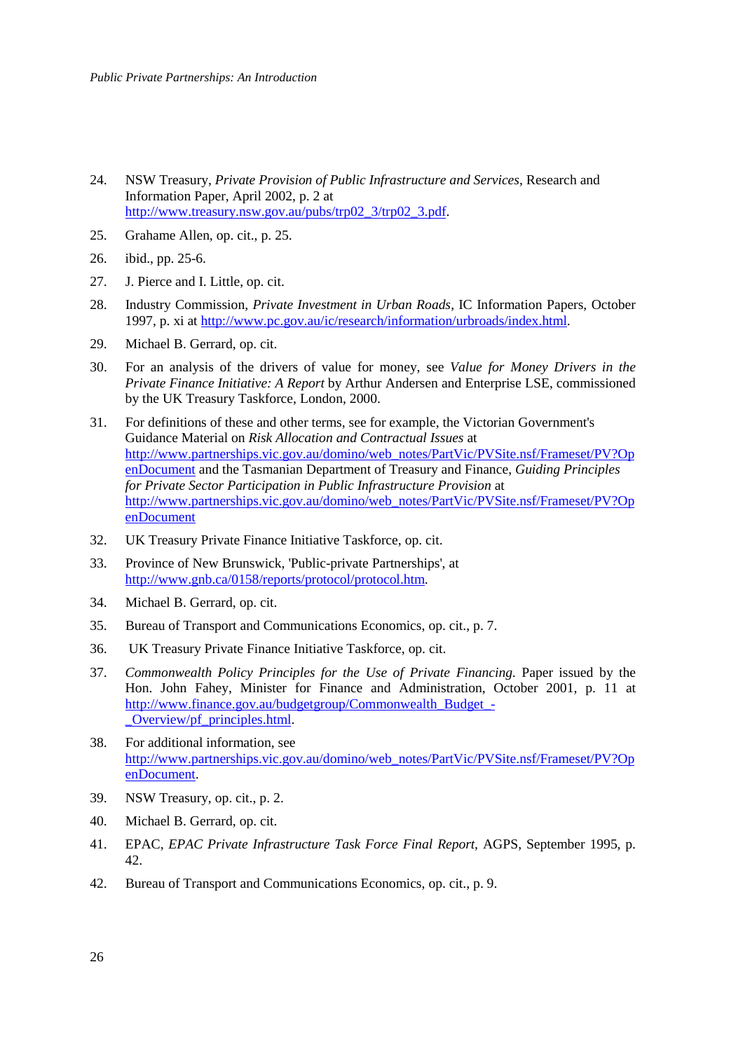24. NSW Treasury, *Private Provision of Public Infrastructure and Services*, Research and Information Paper, April 2002, p. 2 at http://www.treasury.nsw.gov.au/pubs/trp02_3/trp02_3.pdf.
25. Grahame Allen, op. cit., p. 25.
26. ibid., pp. 25-6.
27. J. Pierce and I. Little, op. cit.
28. Industry Commission, *Private Investment in Urban Roads*, IC Information Papers, October 1997, p. xi at http://www.pc.gov.au/ic/research/information/urbroads/index.html.
29. Michael B. Gerrard, op. cit.
30. For an analysis of the drivers of value for money, see *Value for Money Drivers in the Private Finance Initiative: A Report* by Arthur Andersen and Enterprise LSE, commissioned by the UK Treasury Taskforce, London, 2000.
31. For definitions of these and other terms, see for example, the Victorian Government's Guidance Material on *Risk Allocation and Contractual Issues* at http://www.partnerships.vic.gov.au/domino/web_notes/PartVic/PVSite.nsf/Frameset/PV?OpenDocument and the Tasmanian Department of Treasury and Finance, *Guiding Principles for Private Sector Participation in Public Infrastructure Provision* at http://www.partnerships.vic.gov.au/domino/web_notes/PartVic/PVSite.nsf/Frameset/PV?OpenDocument
32. UK Treasury Private Finance Initiative Taskforce, op. cit.
33. Province of New Brunswick, 'Public-private Partnerships', at http://www.gnb.ca/0158/reports/protocol/protocol.htm.
34. Michael B. Gerrard, op. cit.
35. Bureau of Transport and Communications Economics, op. cit., p. 7.
36. UK Treasury Private Finance Initiative Taskforce, op. cit.
37. *Commonwealth Policy Principles for the Use of Private Financing.* Paper issued by the Hon. John Fahey, Minister for Finance and Administration, October 2001, p. 11 at http://www.finance.gov.au/budgetgroup/Commonwealth_Budget_-_Overview/pf_principles.html.
38. For additional information, see http://www.partnerships.vic.gov.au/domino/web_notes/PartVic/PVSite.nsf/Frameset/PV?OpenDocument.
39. NSW Treasury, op. cit., p. 2.
40. Michael B. Gerrard, op. cit.
41. EPAC, *EPAC Private Infrastructure Task Force Final Report*, AGPS, September 1995, p. 42.
42. Bureau of Transport and Communications Economics, op. cit., p. 9.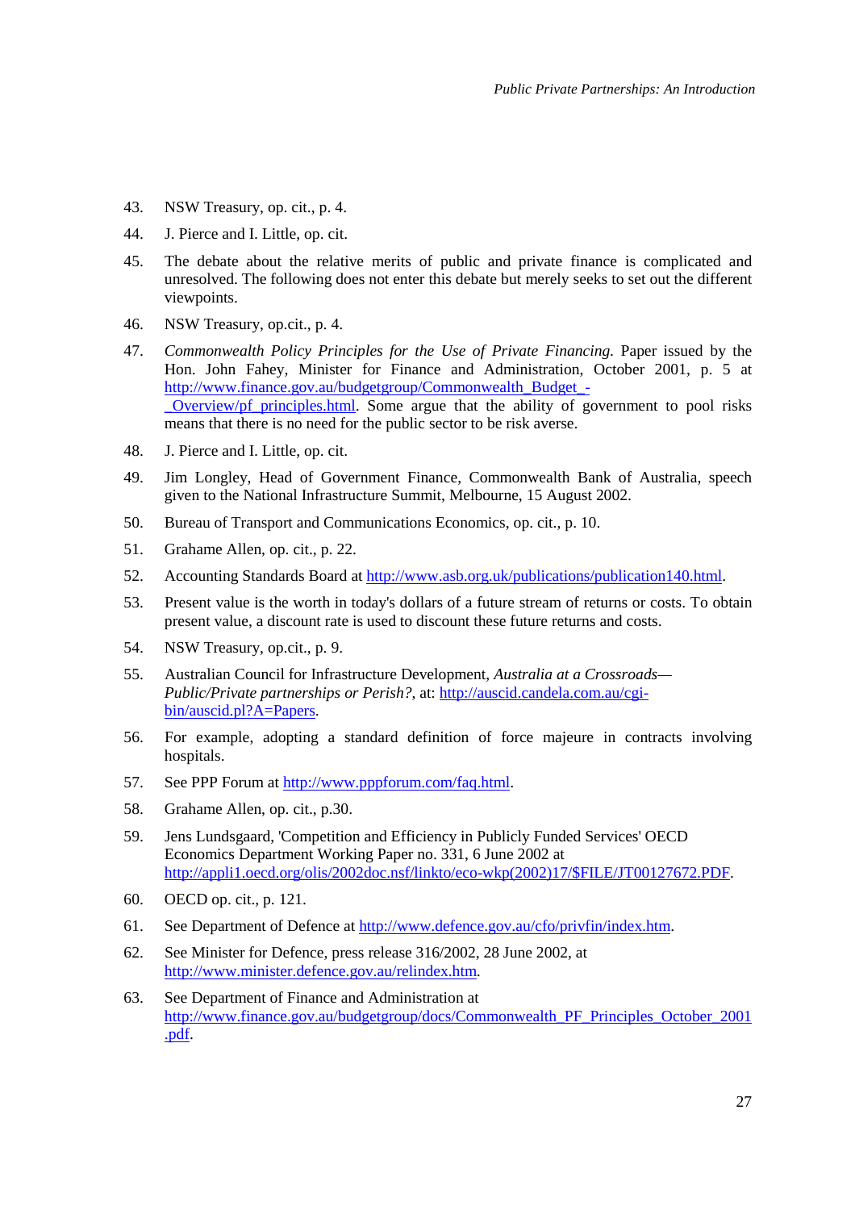43. NSW Treasury, op. cit., p. 4.

44. J. Pierce and I. Little, op. cit.

45. The debate about the relative merits of public and private finance is complicated and unresolved. The following does not enter this debate but merely seeks to set out the different viewpoints.

46. NSW Treasury, op.cit., p. 4.

47. *Commonwealth Policy Principles for the Use of Private Financing.* Paper issued by the Hon. John Fahey, Minister for Finance and Administration, October 2001, p. 5 at http://www.finance.gov.au/budgetgroup/Commonwealth_Budget_-_Overview/pf_principles.html. Some argue that the ability of government to pool risks means that there is no need for the public sector to be risk averse.

48. J. Pierce and I. Little, op. cit.

49. Jim Longley, Head of Government Finance, Commonwealth Bank of Australia, speech given to the National Infrastructure Summit, Melbourne, 15 August 2002.

50. Bureau of Transport and Communications Economics, op. cit., p. 10.

51. Grahame Allen, op. cit., p. 22.

52. Accounting Standards Board at http://www.asb.org.uk/publications/publication140.html.

53. Present value is the worth in today's dollars of a future stream of returns or costs. To obtain present value, a discount rate is used to discount these future returns and costs.

54. NSW Treasury, op.cit., p. 9.

55. Australian Council for Infrastructure Development, *Australia at a Crossroads—Public/Private partnerships or Perish?*, at: http://auscid.candela.com.au/cgi-bin/auscid.pl?A=Papers.

56. For example, adopting a standard definition of force majeure in contracts involving hospitals.

57. See PPP Forum at http://www.pppforum.com/faq.html.

58. Grahame Allen, op. cit., p.30.

59. Jens Lundsgaard, 'Competition and Efficiency in Publicly Funded Services' OECD Economics Department Working Paper no. 331, 6 June 2002 at http://appli1.oecd.org/olis/2002doc.nsf/linkto/eco-wkp(2002)17/$FILE/JT00127672.PDF.

60. OECD op. cit., p. 121.

61. See Department of Defence at http://www.defence.gov.au/cfo/privfin/index.htm.

62. See Minister for Defence, press release 316/2002, 28 June 2002, at http://www.minister.defence.gov.au/relindex.htm.

63. See Department of Finance and Administration at http://www.finance.gov.au/budgetgroup/docs/Commonwealth_PF_Principles_October_2001.pdf.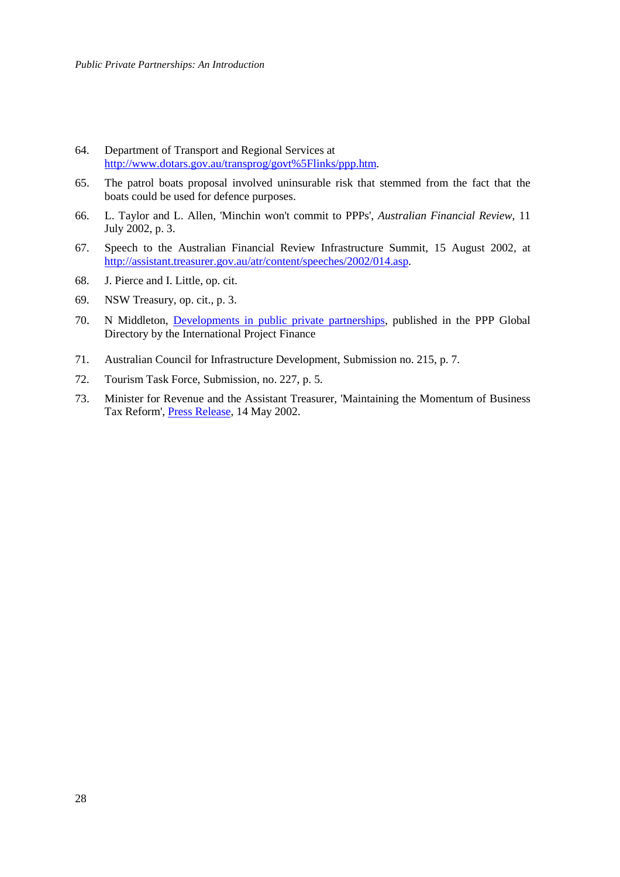64. Department of Transport and Regional Services at http://www.dotars.gov.au/transprog/govt%5Flinks/ppp.htm.

65. The patrol boats proposal involved uninsurable risk that stemmed from the fact that the boats could be used for defence purposes.

66. L. Taylor and L. Allen, 'Minchin won't commit to PPPs', *Australian Financial Review*, 11 July 2002, p. 3.

67. Speech to the Australian Financial Review Infrastructure Summit, 15 August 2002, at http://assistant.treasurer.gov.au/atr/content/speeches/2002/014.asp.

68. J. Pierce and I. Little, op. cit.

69. NSW Treasury, op. cit., p. 3.

70. N Middleton, Developments in public private partnerships, published in the PPP Global Directory by the International Project Finance

71. Australian Council for Infrastructure Development, Submission no. 215, p. 7.

72. Tourism Task Force, Submission, no. 227, p. 5.

73. Minister for Revenue and the Assistant Treasurer, 'Maintaining the Momentum of Business Tax Reform', Press Release, 14 May 2002.